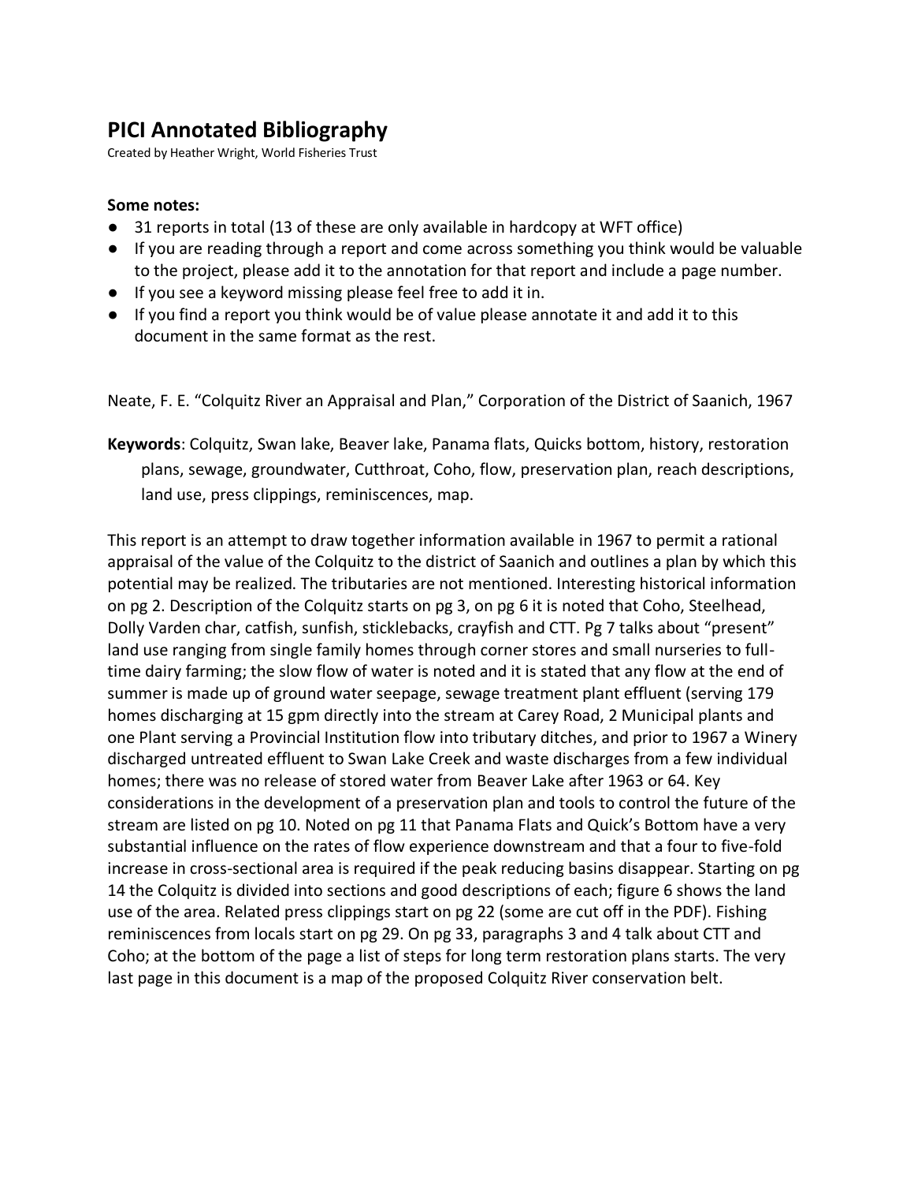# PICI Annotated Bibliography

Created by Heather Wright, World Fisheries Trust

**Some notes:**

- 31 reports in total (13 of these are only available in hardcopy at WFT office)
- If you are reading through a report and come across something you think would be valuable to the project, please add it to the annotation for that report and include a page number.
- If you see a keyword missing please feel free to add it in.
- If you find a report you think would be of value please annotate it and add it to this document in the same format as the rest.

Neate, F. E. "Colquitz River an Appraisal and Plan," Corporation of the District of Saanich, 1967

**Keywords**: Colquitz, Swan lake, Beaver lake, Panama flats, Quicks bottom, history, restoration plans, sewage, groundwater, Cutthroat, Coho, flow, preservation plan, reach descriptions, land use, press clippings, reminiscences, map.

This report is an attempt to draw together information available in 1967 to permit a rational appraisal of the value of the Colquitz to the district of Saanich and outlines a plan by which this potential may be realized. The tributaries are not mentioned. Interesting historical information on pg 2. Description of the Colquitz starts on pg 3, on pg 6 it is noted that Coho, Steelhead, Dolly Varden char, catfish, sunfish, sticklebacks, crayfish and CTT. Pg 7 talks about "present" land use ranging from single family homes through corner stores and small nurseries to full-time dairy farming; the slow flow of water is noted and it is stated that any flow at the end of summer is made up of ground water seepage, sewage treatment plant effluent (serving 179 homes discharging at 15 gpm directly into the stream at Carey Road, 2 Municipal plants and one Plant serving a Provincial Institution flow into tributary ditches, and prior to 1967 a Winery discharged untreated effluent to Swan Lake Creek and waste discharges from a few individual homes; there was no release of stored water from Beaver Lake after 1963 or 64. Key considerations in the development of a preservation plan and tools to control the future of the stream are listed on pg 10. Noted on pg 11 that Panama Flats and Quick's Bottom have a very substantial influence on the rates of flow experience downstream and that a four to five-fold increase in cross-sectional area is required if the peak reducing basins disappear. Starting on pg 14 the Colquitz is divided into sections and good descriptions of each; figure 6 shows the land use of the area. Related press clippings start on pg 22 (some are cut off in the PDF). Fishing reminiscences from locals start on pg 29. On pg 33, paragraphs 3 and 4 talk about CTT and Coho; at the bottom of the page a list of steps for long term restoration plans starts. The very last page in this document is a map of the proposed Colquitz River conservation belt.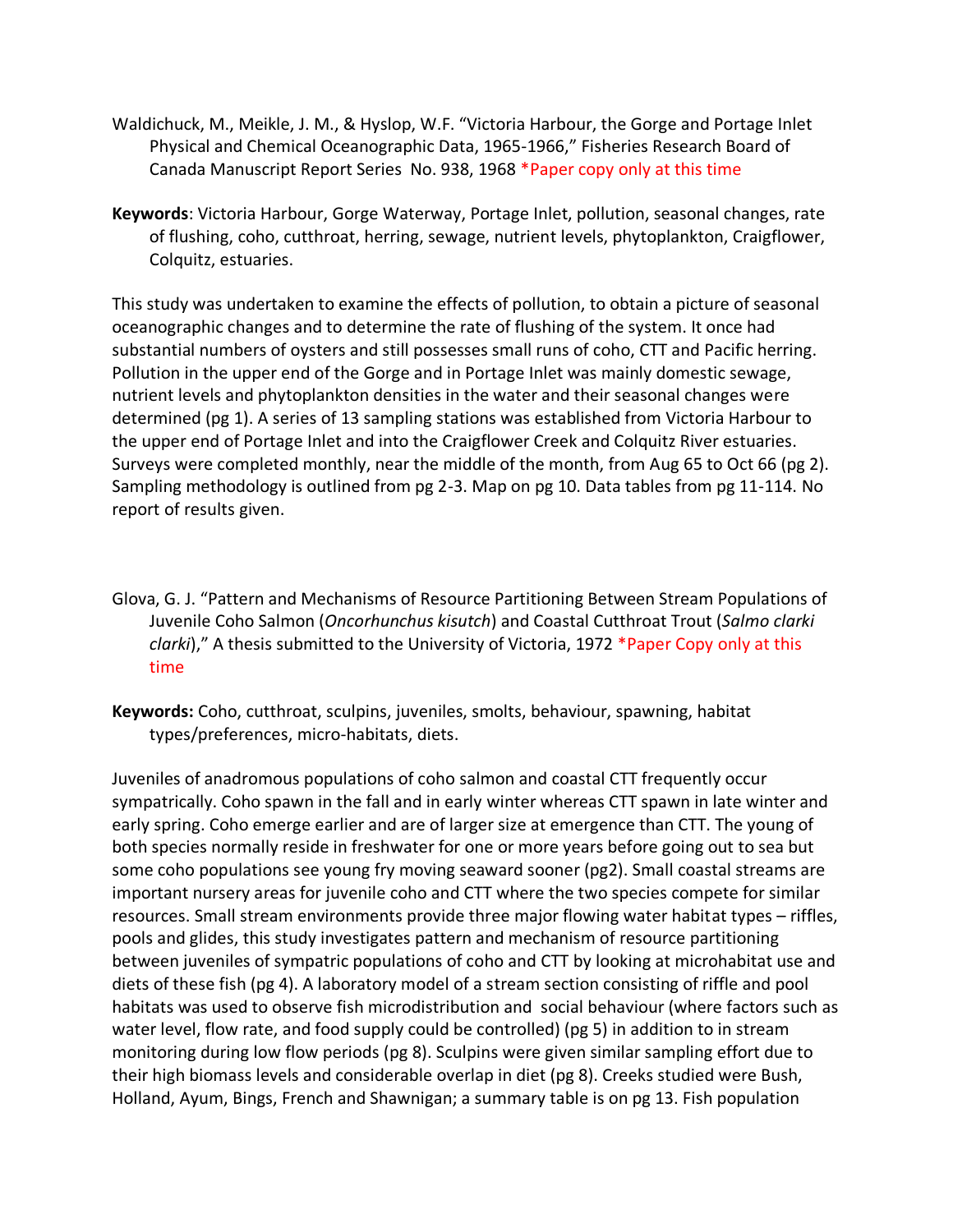Waldichuck, M., Meikle, J. M., & Hyslop, W.F. "Victoria Harbour, the Gorge and Portage Inlet Physical and Chemical Oceanographic Data, 1965-1966," Fisheries Research Board of Canada Manuscript Report Series No. 938, 1968 *Paper copy only at this time

**Keywords**: Victoria Harbour, Gorge Waterway, Portage Inlet, pollution, seasonal changes, rate of flushing, coho, cutthroat, herring, sewage, nutrient levels, phytoplankton, Craigflower, Colquitz, estuaries.

This study was undertaken to examine the effects of pollution, to obtain a picture of seasonal oceanographic changes and to determine the rate of flushing of the system. It once had substantial numbers of oysters and still possesses small runs of coho, CTT and Pacific herring. Pollution in the upper end of the Gorge and in Portage Inlet was mainly domestic sewage, nutrient levels and phytoplankton densities in the water and their seasonal changes were determined (pg 1). A series of 13 sampling stations was established from Victoria Harbour to the upper end of Portage Inlet and into the Craigflower Creek and Colquitz River estuaries. Surveys were completed monthly, near the middle of the month, from Aug 65 to Oct 66 (pg 2). Sampling methodology is outlined from pg 2-3. Map on pg 10. Data tables from pg 11-114. No report of results given.

Glova, G. J. "Pattern and Mechanisms of Resource Partitioning Between Stream Populations of Juvenile Coho Salmon (*Oncorhunchus kisutch*) and Coastal Cutthroat Trout (*Salmo clarki clarki*)," A thesis submitted to the University of Victoria, 1972 *Paper Copy only at this time

**Keywords:** Coho, cutthroat, sculpins, juveniles, smolts, behaviour, spawning, habitat types/preferences, micro-habitats, diets.

Juveniles of anadromous populations of coho salmon and coastal CTT frequently occur sympatrically. Coho spawn in the fall and in early winter whereas CTT spawn in late winter and early spring. Coho emerge earlier and are of larger size at emergence than CTT. The young of both species normally reside in freshwater for one or more years before going out to sea but some coho populations see young fry moving seaward sooner (pg2). Small coastal streams are important nursery areas for juvenile coho and CTT where the two species compete for similar resources. Small stream environments provide three major flowing water habitat types – riffles, pools and glides, this study investigates pattern and mechanism of resource partitioning between juveniles of sympatric populations of coho and CTT by looking at microhabitat use and diets of these fish (pg 4). A laboratory model of a stream section consisting of riffle and pool habitats was used to observe fish microdistribution and social behaviour (where factors such as water level, flow rate, and food supply could be controlled) (pg 5) in addition to in stream monitoring during low flow periods (pg 8). Sculpins were given similar sampling effort due to their high biomass levels and considerable overlap in diet (pg 8). Creeks studied were Bush, Holland, Ayum, Bings, French and Shawnigan; a summary table is on pg 13. Fish population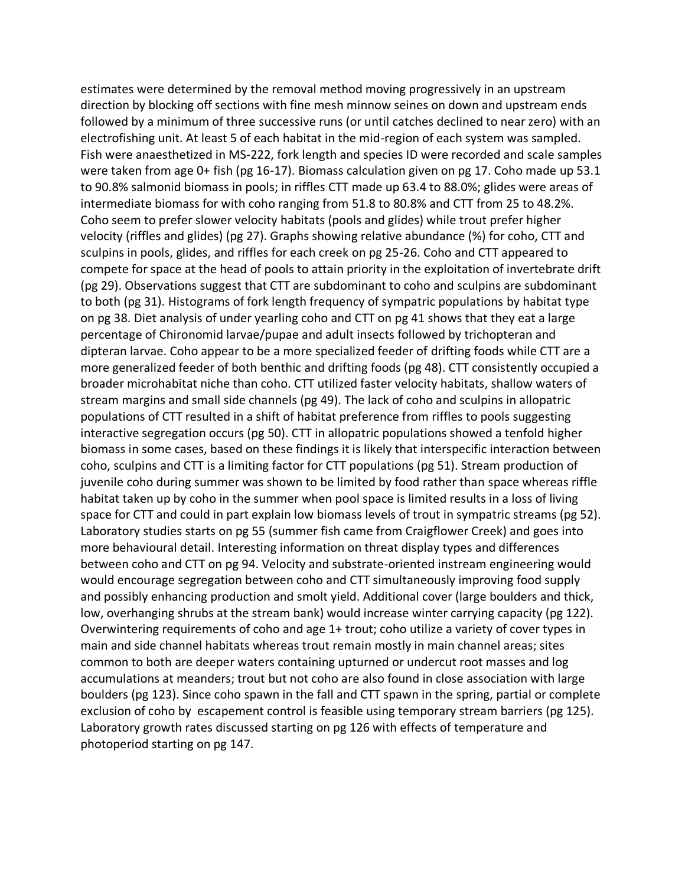estimates were determined by the removal method moving progressively in an upstream direction by blocking off sections with fine mesh minnow seines on down and upstream ends followed by a minimum of three successive runs (or until catches declined to near zero) with an electrofishing unit. At least 5 of each habitat in the mid-region of each system was sampled. Fish were anaesthetized in MS-222, fork length and species ID were recorded and scale samples were taken from age 0+ fish (pg 16-17). Biomass calculation given on pg 17. Coho made up 53.1 to 90.8% salmonid biomass in pools; in riffles CTT made up 63.4 to 88.0%; glides were areas of intermediate biomass for with coho ranging from 51.8 to 80.8% and CTT from 25 to 48.2%. Coho seem to prefer slower velocity habitats (pools and glides) while trout prefer higher velocity (riffles and glides) (pg 27). Graphs showing relative abundance (%) for coho, CTT and sculpins in pools, glides, and riffles for each creek on pg 25-26. Coho and CTT appeared to compete for space at the head of pools to attain priority in the exploitation of invertebrate drift (pg 29). Observations suggest that CTT are subdominant to coho and sculpins are subdominant to both (pg 31). Histograms of fork length frequency of sympatric populations by habitat type on pg 38. Diet analysis of under yearling coho and CTT on pg 41 shows that they eat a large percentage of Chironomid larvae/pupae and adult insects followed by trichopteran and dipteran larvae. Coho appear to be a more specialized feeder of drifting foods while CTT are a more generalized feeder of both benthic and drifting foods (pg 48). CTT consistently occupied a broader microhabitat niche than coho. CTT utilized faster velocity habitats, shallow waters of stream margins and small side channels (pg 49). The lack of coho and sculpins in allopatric populations of CTT resulted in a shift of habitat preference from riffles to pools suggesting interactive segregation occurs (pg 50). CTT in allopatric populations showed a tenfold higher biomass in some cases, based on these findings it is likely that interspecific interaction between coho, sculpins and CTT is a limiting factor for CTT populations (pg 51). Stream production of juvenile coho during summer was shown to be limited by food rather than space whereas riffle habitat taken up by coho in the summer when pool space is limited results in a loss of living space for CTT and could in part explain low biomass levels of trout in sympatric streams (pg 52). Laboratory studies starts on pg 55 (summer fish came from Craigflower Creek) and goes into more behavioural detail. Interesting information on threat display types and differences between coho and CTT on pg 94. Velocity and substrate-oriented instream engineering would would encourage segregation between coho and CTT simultaneously improving food supply and possibly enhancing production and smolt yield. Additional cover (large boulders and thick, low, overhanging shrubs at the stream bank) would increase winter carrying capacity (pg 122). Overwintering requirements of coho and age 1+ trout; coho utilize a variety of cover types in main and side channel habitats whereas trout remain mostly in main channel areas; sites common to both are deeper waters containing upturned or undercut root masses and log accumulations at meanders; trout but not coho are also found in close association with large boulders (pg 123). Since coho spawn in the fall and CTT spawn in the spring, partial or complete exclusion of coho by escapement control is feasible using temporary stream barriers (pg 125). Laboratory growth rates discussed starting on pg 126 with effects of temperature and photoperiod starting on pg 147.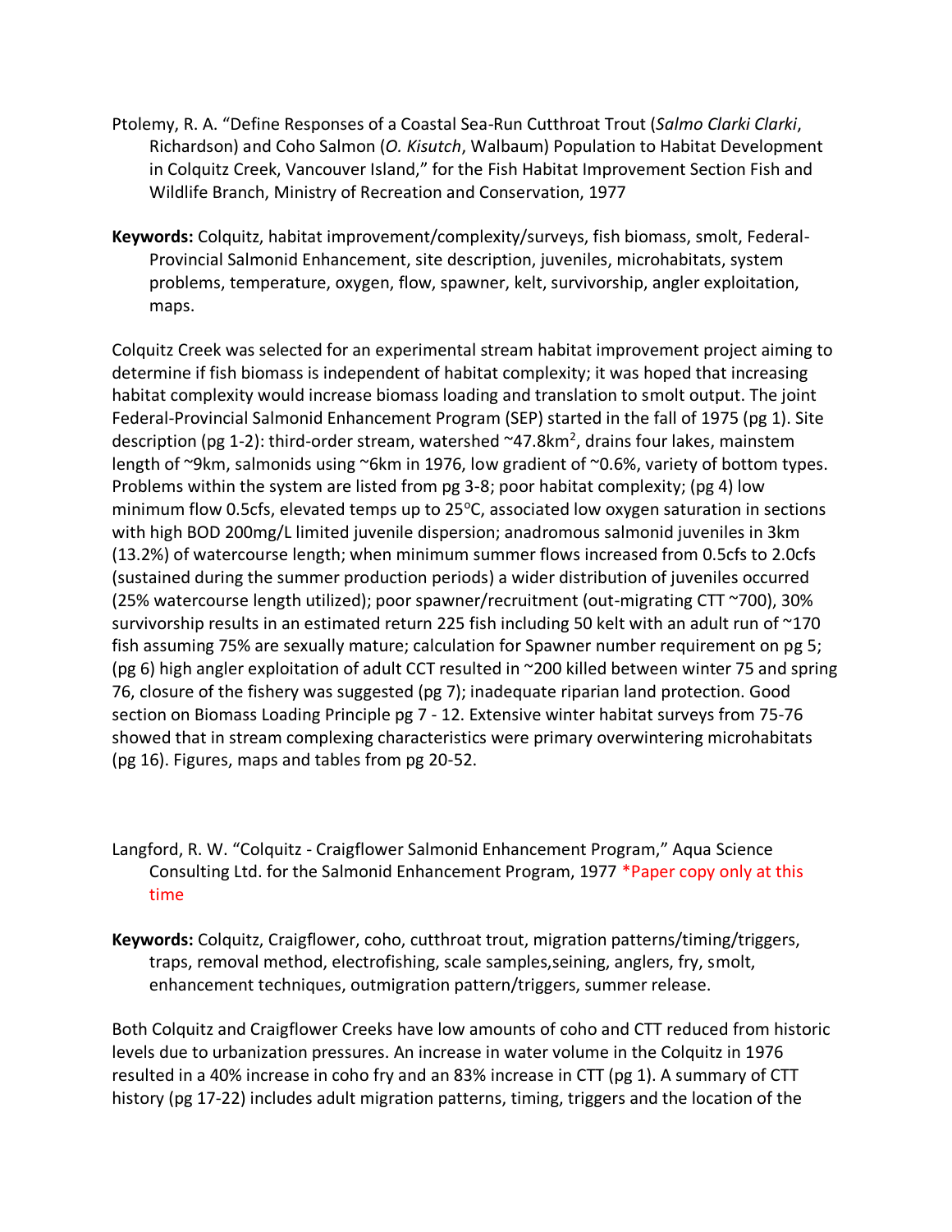Ptolemy, R. A. "Define Responses of a Coastal Sea-Run Cutthroat Trout (*Salmo Clarki Clarki*, Richardson) and Coho Salmon (*O. Kisutch*, Walbaum) Population to Habitat Development in Colquitz Creek, Vancouver Island," for the Fish Habitat Improvement Section Fish and Wildlife Branch, Ministry of Recreation and Conservation, 1977

**Keywords:** Colquitz, habitat improvement/complexity/surveys, fish biomass, smolt, Federal-Provincial Salmonid Enhancement, site description, juveniles, microhabitats, system problems, temperature, oxygen, flow, spawner, kelt, survivorship, angler exploitation, maps.

Colquitz Creek was selected for an experimental stream habitat improvement project aiming to determine if fish biomass is independent of habitat complexity; it was hoped that increasing habitat complexity would increase biomass loading and translation to smolt output. The joint Federal-Provincial Salmonid Enhancement Program (SEP) started in the fall of 1975 (pg 1). Site description (pg 1-2): third-order stream, watershed ~47.8km$^2$, drains four lakes, mainstem length of ~9km, salmonids using ~6km in 1976, low gradient of ~0.6%, variety of bottom types. Problems within the system are listed from pg 3-8; poor habitat complexity; (pg 4) low minimum flow 0.5cfs, elevated temps up to 25$^o$C, associated low oxygen saturation in sections with high BOD 200mg/L limited juvenile dispersion; anadromous salmonid juveniles in 3km (13.2%) of watercourse length; when minimum summer flows increased from 0.5cfs to 2.0cfs (sustained during the summer production periods) a wider distribution of juveniles occurred (25% watercourse length utilized); poor spawner/recruitment (out-migrating CTT ~700), 30% survivorship results in an estimated return 225 fish including 50 kelt with an adult run of ~170 fish assuming 75% are sexually mature; calculation for Spawner number requirement on pg 5; (pg 6) high angler exploitation of adult CCT resulted in ~200 killed between winter 75 and spring 76, closure of the fishery was suggested (pg 7); inadequate riparian land protection. Good section on Biomass Loading Principle pg 7 - 12. Extensive winter habitat surveys from 75-76 showed that in stream complexing characteristics were primary overwintering microhabitats (pg 16). Figures, maps and tables from pg 20-52.

Langford, R. W. "Colquitz - Craigflower Salmonid Enhancement Program," Aqua Science Consulting Ltd. for the Salmonid Enhancement Program, 1977 *Paper copy only at this time

**Keywords:** Colquitz, Craigflower, coho, cutthroat trout, migration patterns/timing/triggers, traps, removal method, electrofishing, scale samples,seining, anglers, fry, smolt, enhancement techniques, outmigration pattern/triggers, summer release.

Both Colquitz and Craigflower Creeks have low amounts of coho and CTT reduced from historic levels due to urbanization pressures. An increase in water volume in the Colquitz in 1976 resulted in a 40% increase in coho fry and an 83% increase in CTT (pg 1). A summary of CTT history (pg 17-22) includes adult migration patterns, timing, triggers and the location of the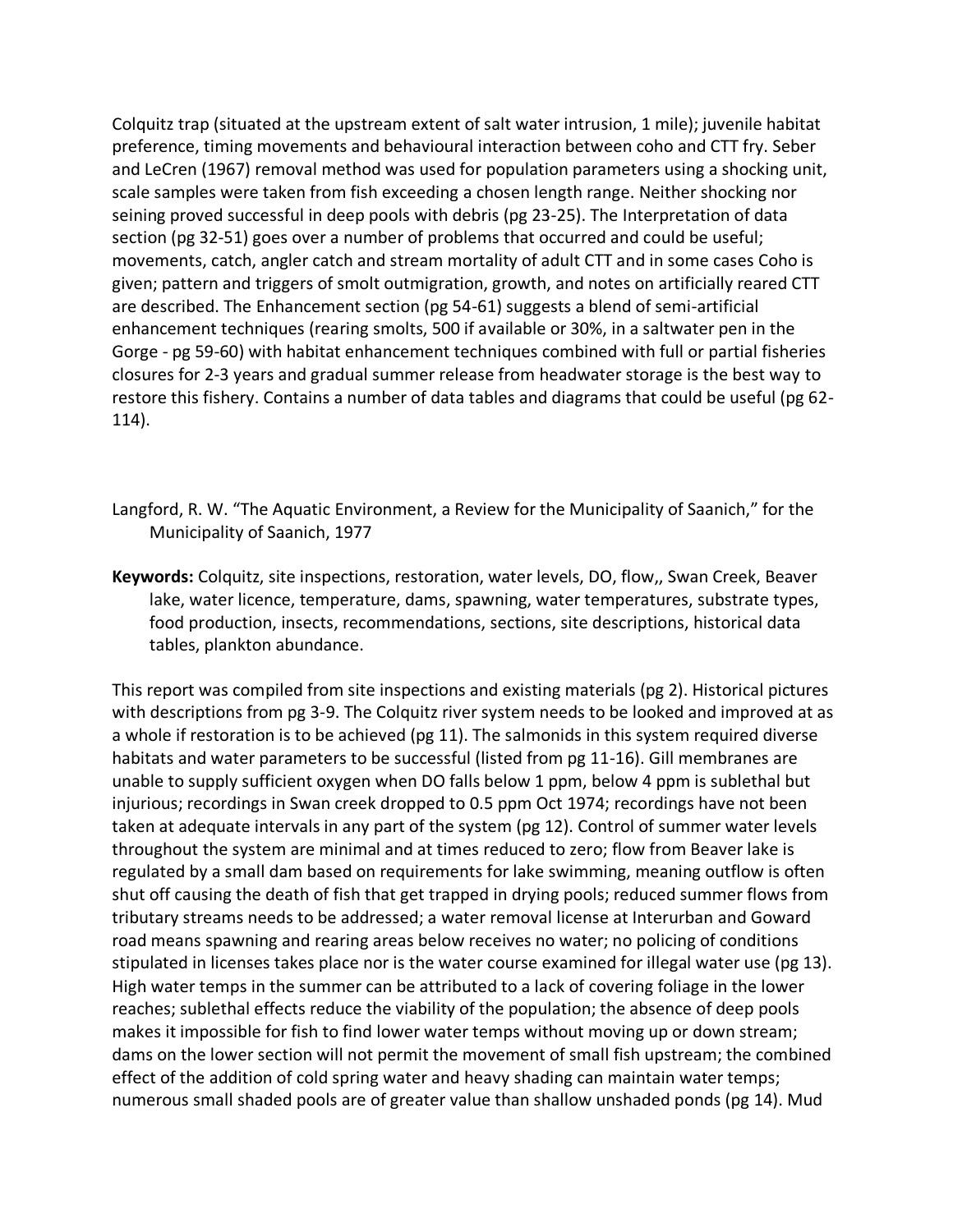Colquitz trap (situated at the upstream extent of salt water intrusion, 1 mile); juvenile habitat preference, timing movements and behavioural interaction between coho and CTT fry. Seber and LeCren (1967) removal method was used for population parameters using a shocking unit, scale samples were taken from fish exceeding a chosen length range. Neither shocking nor seining proved successful in deep pools with debris (pg 23-25). The Interpretation of data section (pg 32-51) goes over a number of problems that occurred and could be useful; movements, catch, angler catch and stream mortality of adult CTT and in some cases Coho is given; pattern and triggers of smolt outmigration, growth, and notes on artificially reared CTT are described. The Enhancement section (pg 54-61) suggests a blend of semi-artificial enhancement techniques (rearing smolts, 500 if available or 30%, in a saltwater pen in the Gorge - pg 59-60) with habitat enhancement techniques combined with full or partial fisheries closures for 2-3 years and gradual summer release from headwater storage is the best way to restore this fishery. Contains a number of data tables and diagrams that could be useful (pg 62-114).

Langford, R. W. "The Aquatic Environment, a Review for the Municipality of Saanich," for the Municipality of Saanich, 1977

**Keywords:** Colquitz, site inspections, restoration, water levels, DO, flow,, Swan Creek, Beaver lake, water licence, temperature, dams, spawning, water temperatures, substrate types, food production, insects, recommendations, sections, site descriptions, historical data tables, plankton abundance.

This report was compiled from site inspections and existing materials (pg 2). Historical pictures with descriptions from pg 3-9. The Colquitz river system needs to be looked and improved at as a whole if restoration is to be achieved (pg 11). The salmonids in this system required diverse habitats and water parameters to be successful (listed from pg 11-16). Gill membranes are unable to supply sufficient oxygen when DO falls below 1 ppm, below 4 ppm is sublethal but injurious; recordings in Swan creek dropped to 0.5 ppm Oct 1974; recordings have not been taken at adequate intervals in any part of the system (pg 12). Control of summer water levels throughout the system are minimal and at times reduced to zero; flow from Beaver lake is regulated by a small dam based on requirements for lake swimming, meaning outflow is often shut off causing the death of fish that get trapped in drying pools; reduced summer flows from tributary streams needs to be addressed; a water removal license at Interurban and Goward road means spawning and rearing areas below receives no water; no policing of conditions stipulated in licenses takes place nor is the water course examined for illegal water use (pg 13). High water temps in the summer can be attributed to a lack of covering foliage in the lower reaches; sublethal effects reduce the viability of the population; the absence of deep pools makes it impossible for fish to find lower water temps without moving up or down stream; dams on the lower section will not permit the movement of small fish upstream; the combined effect of the addition of cold spring water and heavy shading can maintain water temps; numerous small shaded pools are of greater value than shallow unshaded ponds (pg 14). Mud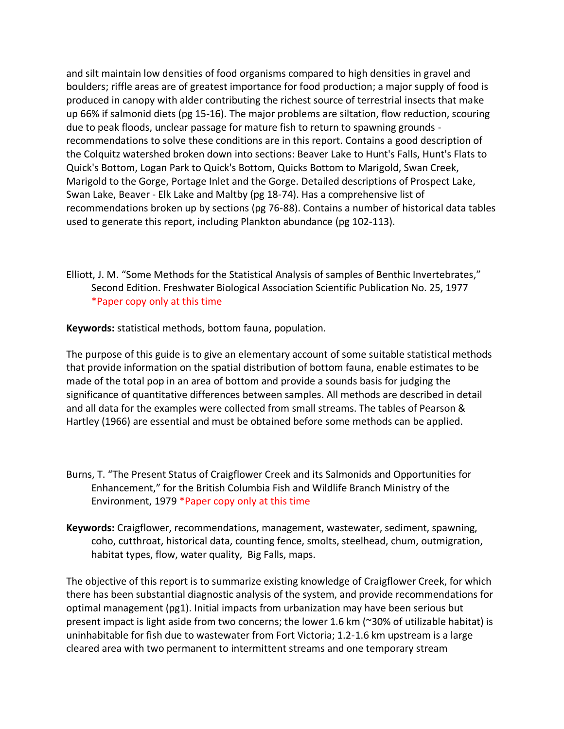and silt maintain low densities of food organisms compared to high densities in gravel and boulders; riffle areas are of greatest importance for food production; a major supply of food is produced in canopy with alder contributing the richest source of terrestrial insects that make up 66% if salmonid diets (pg 15-16). The major problems are siltation, flow reduction, scouring due to peak floods, unclear passage for mature fish to return to spawning grounds - recommendations to solve these conditions are in this report. Contains a good description of the Colquitz watershed broken down into sections: Beaver Lake to Hunt's Falls, Hunt's Flats to Quick's Bottom, Logan Park to Quick's Bottom, Quicks Bottom to Marigold, Swan Creek, Marigold to the Gorge, Portage Inlet and the Gorge. Detailed descriptions of Prospect Lake, Swan Lake, Beaver - Elk Lake and Maltby (pg 18-74). Has a comprehensive list of recommendations broken up by sections (pg 76-88). Contains a number of historical data tables used to generate this report, including Plankton abundance (pg 102-113).

Elliott, J. M. "Some Methods for the Statistical Analysis of samples of Benthic Invertebrates," Second Edition. Freshwater Biological Association Scientific Publication No. 25, 1977 *Paper copy only at this time

**Keywords:** statistical methods, bottom fauna, population.

The purpose of this guide is to give an elementary account of some suitable statistical methods that provide information on the spatial distribution of bottom fauna, enable estimates to be made of the total pop in an area of bottom and provide a sounds basis for judging the significance of quantitative differences between samples. All methods are described in detail and all data for the examples were collected from small streams. The tables of Pearson & Hartley (1966) are essential and must be obtained before some methods can be applied.

Burns, T. "The Present Status of Craigflower Creek and its Salmonids and Opportunities for Enhancement," for the British Columbia Fish and Wildlife Branch Ministry of the Environment, 1979 *Paper copy only at this time

**Keywords:** Craigflower, recommendations, management, wastewater, sediment, spawning, coho, cutthroat, historical data, counting fence, smolts, steelhead, chum, outmigration, habitat types, flow, water quality, Big Falls, maps.

The objective of this report is to summarize existing knowledge of Craigflower Creek, for which there has been substantial diagnostic analysis of the system, and provide recommendations for optimal management (pg1). Initial impacts from urbanization may have been serious but present impact is light aside from two concerns; the lower 1.6 km (~30% of utilizable habitat) is uninhabitable for fish due to wastewater from Fort Victoria; 1.2-1.6 km upstream is a large cleared area with two permanent to intermittent streams and one temporary stream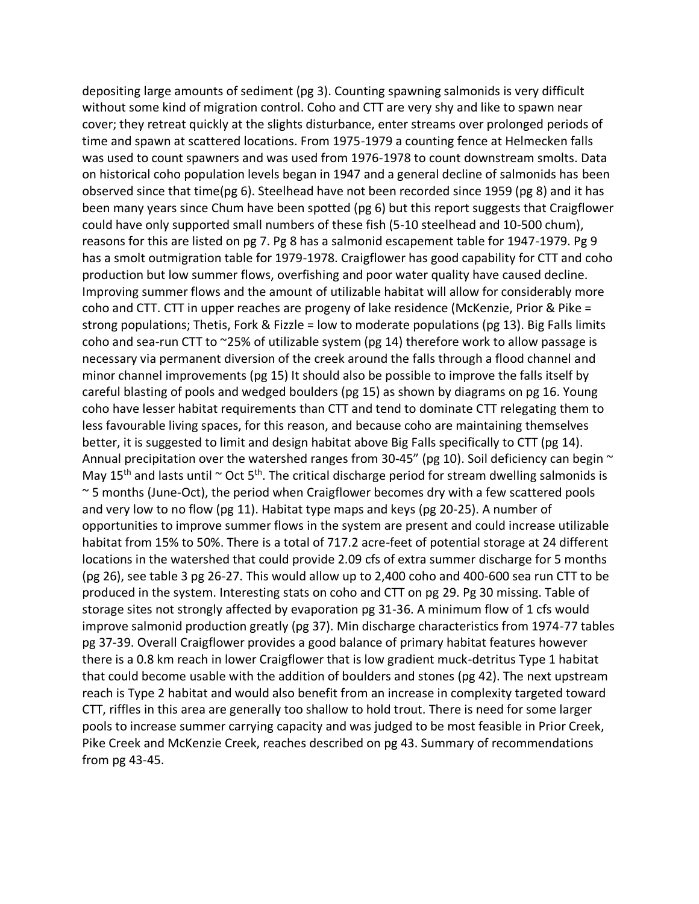depositing large amounts of sediment (pg 3). Counting spawning salmonids is very difficult without some kind of migration control. Coho and CTT are very shy and like to spawn near cover; they retreat quickly at the slights disturbance, enter streams over prolonged periods of time and spawn at scattered locations. From 1975-1979 a counting fence at Helmecken falls was used to count spawners and was used from 1976-1978 to count downstream smolts. Data on historical coho population levels began in 1947 and a general decline of salmonids has been observed since that time(pg 6). Steelhead have not been recorded since 1959 (pg 8) and it has been many years since Chum have been spotted (pg 6) but this report suggests that Craigflower could have only supported small numbers of these fish (5-10 steelhead and 10-500 chum), reasons for this are listed on pg 7. Pg 8 has a salmonid escapement table for 1947-1979. Pg 9 has a smolt outmigration table for 1979-1978. Craigflower has good capability for CTT and coho production but low summer flows, overfishing and poor water quality have caused decline. Improving summer flows and the amount of utilizable habitat will allow for considerably more coho and CTT. CTT in upper reaches are progeny of lake residence (McKenzie, Prior & Pike = strong populations; Thetis, Fork & Fizzle = low to moderate populations (pg 13). Big Falls limits coho and sea-run CTT to ~25% of utilizable system (pg 14) therefore work to allow passage is necessary via permanent diversion of the creek around the falls through a flood channel and minor channel improvements (pg 15) It should also be possible to improve the falls itself by careful blasting of pools and wedged boulders (pg 15) as shown by diagrams on pg 16. Young coho have lesser habitat requirements than CTT and tend to dominate CTT relegating them to less favourable living spaces, for this reason, and because coho are maintaining themselves better, it is suggested to limit and design habitat above Big Falls specifically to CTT (pg 14). Annual precipitation over the watershed ranges from 30-45" (pg 10). Soil deficiency can begin ~ May 15th and lasts until ~ Oct 5th. The critical discharge period for stream dwelling salmonids is ~ 5 months (June-Oct), the period when Craigflower becomes dry with a few scattered pools and very low to no flow (pg 11). Habitat type maps and keys (pg 20-25). A number of opportunities to improve summer flows in the system are present and could increase utilizable habitat from 15% to 50%. There is a total of 717.2 acre-feet of potential storage at 24 different locations in the watershed that could provide 2.09 cfs of extra summer discharge for 5 months (pg 26), see table 3 pg 26-27. This would allow up to 2,400 coho and 400-600 sea run CTT to be produced in the system. Interesting stats on coho and CTT on pg 29. Pg 30 missing. Table of storage sites not strongly affected by evaporation pg 31-36. A minimum flow of 1 cfs would improve salmonid production greatly (pg 37). Min discharge characteristics from 1974-77 tables pg 37-39. Overall Craigflower provides a good balance of primary habitat features however there is a 0.8 km reach in lower Craigflower that is low gradient muck-detritus Type 1 habitat that could become usable with the addition of boulders and stones (pg 42). The next upstream reach is Type 2 habitat and would also benefit from an increase in complexity targeted toward CTT, riffles in this area are generally too shallow to hold trout. There is need for some larger pools to increase summer carrying capacity and was judged to be most feasible in Prior Creek, Pike Creek and McKenzie Creek, reaches described on pg 43. Summary of recommendations from pg 43-45.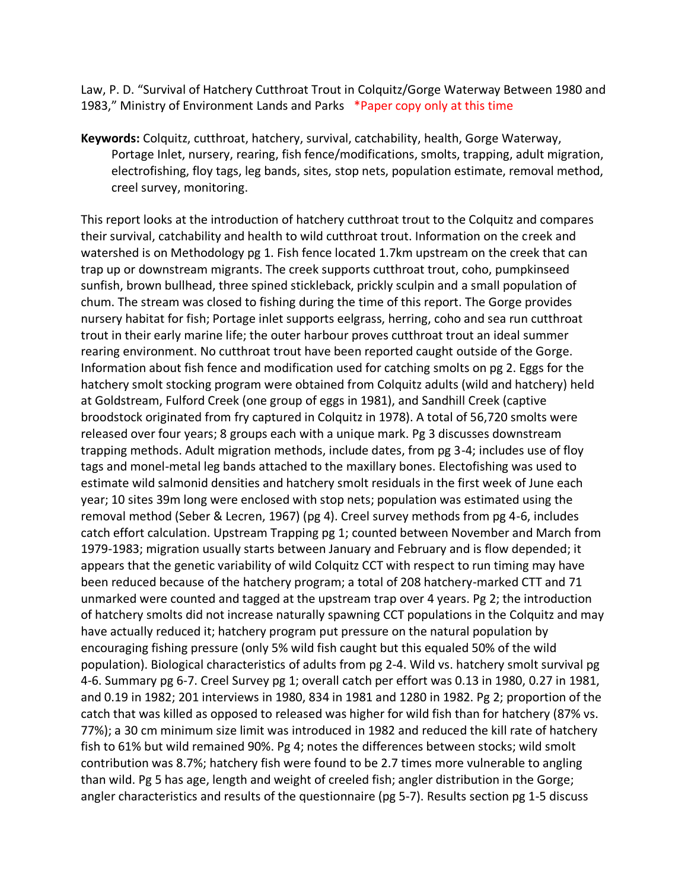Law, P. D. "Survival of Hatchery Cutthroat Trout in Colquitz/Gorge Waterway Between 1980 and 1983," Ministry of Environment Lands and Parks *Paper copy only at this time

**Keywords:** Colquitz, cutthroat, hatchery, survival, catchability, health, Gorge Waterway, Portage Inlet, nursery, rearing, fish fence/modifications, smolts, trapping, adult migration, electrofishing, floy tags, leg bands, sites, stop nets, population estimate, removal method, creel survey, monitoring.

This report looks at the introduction of hatchery cutthroat trout to the Colquitz and compares their survival, catchability and health to wild cutthroat trout. Information on the creek and watershed is on Methodology pg 1. Fish fence located 1.7km upstream on the creek that can trap up or downstream migrants. The creek supports cutthroat trout, coho, pumpkinseed sunfish, brown bullhead, three spined stickleback, prickly sculpin and a small population of chum. The stream was closed to fishing during the time of this report. The Gorge provides nursery habitat for fish; Portage inlet supports eelgrass, herring, coho and sea run cutthroat trout in their early marine life; the outer harbour proves cutthroat trout an ideal summer rearing environment. No cutthroat trout have been reported caught outside of the Gorge. Information about fish fence and modification used for catching smolts on pg 2. Eggs for the hatchery smolt stocking program were obtained from Colquitz adults (wild and hatchery) held at Goldstream, Fulford Creek (one group of eggs in 1981), and Sandhill Creek (captive broodstock originated from fry captured in Colquitz in 1978). A total of 56,720 smolts were released over four years; 8 groups each with a unique mark. Pg 3 discusses downstream trapping methods. Adult migration methods, include dates, from pg 3-4; includes use of floy tags and monel-metal leg bands attached to the maxillary bones. Electofishing was used to estimate wild salmonid densities and hatchery smolt residuals in the first week of June each year; 10 sites 39m long were enclosed with stop nets; population was estimated using the removal method (Seber & Lecren, 1967) (pg 4). Creel survey methods from pg 4-6, includes catch effort calculation. Upstream Trapping pg 1; counted between November and March from 1979-1983; migration usually starts between January and February and is flow depended; it appears that the genetic variability of wild Colquitz CCT with respect to run timing may have been reduced because of the hatchery program; a total of 208 hatchery-marked CTT and 71 unmarked were counted and tagged at the upstream trap over 4 years. Pg 2; the introduction of hatchery smolts did not increase naturally spawning CCT populations in the Colquitz and may have actually reduced it; hatchery program put pressure on the natural population by encouraging fishing pressure (only 5% wild fish caught but this equaled 50% of the wild population). Biological characteristics of adults from pg 2-4. Wild vs. hatchery smolt survival pg 4-6. Summary pg 6-7. Creel Survey pg 1; overall catch per effort was 0.13 in 1980, 0.27 in 1981, and 0.19 in 1982; 201 interviews in 1980, 834 in 1981 and 1280 in 1982. Pg 2; proportion of the catch that was killed as opposed to released was higher for wild fish than for hatchery (87% vs. 77%); a 30 cm minimum size limit was introduced in 1982 and reduced the kill rate of hatchery fish to 61% but wild remained 90%. Pg 4; notes the differences between stocks; wild smolt contribution was 8.7%; hatchery fish were found to be 2.7 times more vulnerable to angling than wild. Pg 5 has age, length and weight of creeled fish; angler distribution in the Gorge; angler characteristics and results of the questionnaire (pg 5-7). Results section pg 1-5 discuss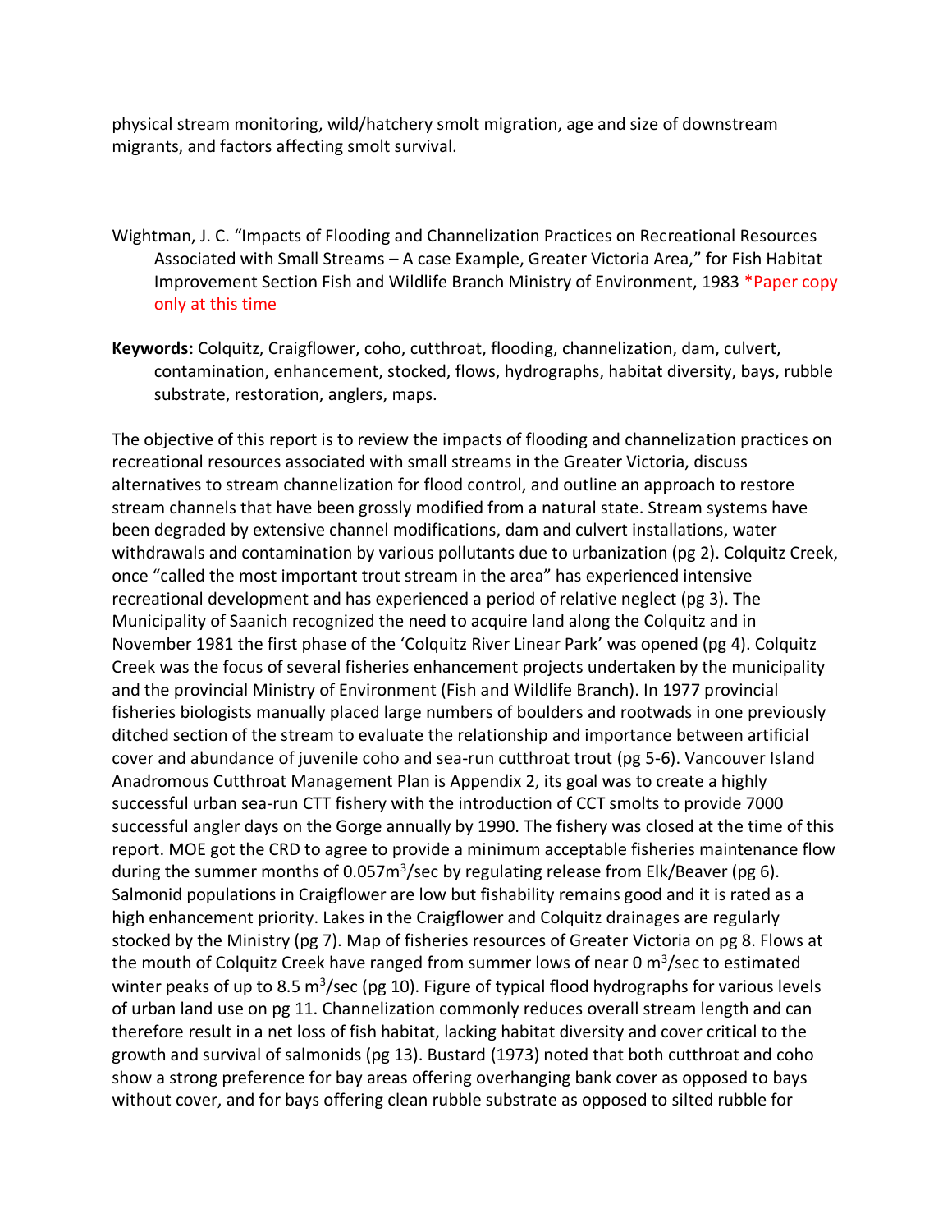physical stream monitoring, wild/hatchery smolt migration, age and size of downstream migrants, and factors affecting smolt survival.

Wightman, J. C. "Impacts of Flooding and Channelization Practices on Recreational Resources Associated with Small Streams – A case Example, Greater Victoria Area," for Fish Habitat Improvement Section Fish and Wildlife Branch Ministry of Environment, 1983 *Paper copy only at this time

**Keywords:** Colquitz, Craigflower, coho, cutthroat, flooding, channelization, dam, culvert, contamination, enhancement, stocked, flows, hydrographs, habitat diversity, bays, rubble substrate, restoration, anglers, maps.

The objective of this report is to review the impacts of flooding and channelization practices on recreational resources associated with small streams in the Greater Victoria, discuss alternatives to stream channelization for flood control, and outline an approach to restore stream channels that have been grossly modified from a natural state. Stream systems have been degraded by extensive channel modifications, dam and culvert installations, water withdrawals and contamination by various pollutants due to urbanization (pg 2). Colquitz Creek, once "called the most important trout stream in the area" has experienced intensive recreational development and has experienced a period of relative neglect (pg 3). The Municipality of Saanich recognized the need to acquire land along the Colquitz and in November 1981 the first phase of the 'Colquitz River Linear Park' was opened (pg 4). Colquitz Creek was the focus of several fisheries enhancement projects undertaken by the municipality and the provincial Ministry of Environment (Fish and Wildlife Branch). In 1977 provincial fisheries biologists manually placed large numbers of boulders and rootwads in one previously ditched section of the stream to evaluate the relationship and importance between artificial cover and abundance of juvenile coho and sea-run cutthroat trout (pg 5-6). Vancouver Island Anadromous Cutthroat Management Plan is Appendix 2, its goal was to create a highly successful urban sea-run CTT fishery with the introduction of CCT smolts to provide 7000 successful angler days on the Gorge annually by 1990. The fishery was closed at the time of this report. MOE got the CRD to agree to provide a minimum acceptable fisheries maintenance flow during the summer months of 0.057m$^3$/sec by regulating release from Elk/Beaver (pg 6). Salmonid populations in Craigflower are low but fishability remains good and it is rated as a high enhancement priority. Lakes in the Craigflower and Colquitz drainages are regularly stocked by the Ministry (pg 7). Map of fisheries resources of Greater Victoria on pg 8. Flows at the mouth of Colquitz Creek have ranged from summer lows of near 0 m$^3$/sec to estimated winter peaks of up to 8.5 m$^3$/sec (pg 10). Figure of typical flood hydrographs for various levels of urban land use on pg 11. Channelization commonly reduces overall stream length and can therefore result in a net loss of fish habitat, lacking habitat diversity and cover critical to the growth and survival of salmonids (pg 13). Bustard (1973) noted that both cutthroat and coho show a strong preference for bay areas offering overhanging bank cover as opposed to bays without cover, and for bays offering clean rubble substrate as opposed to silted rubble for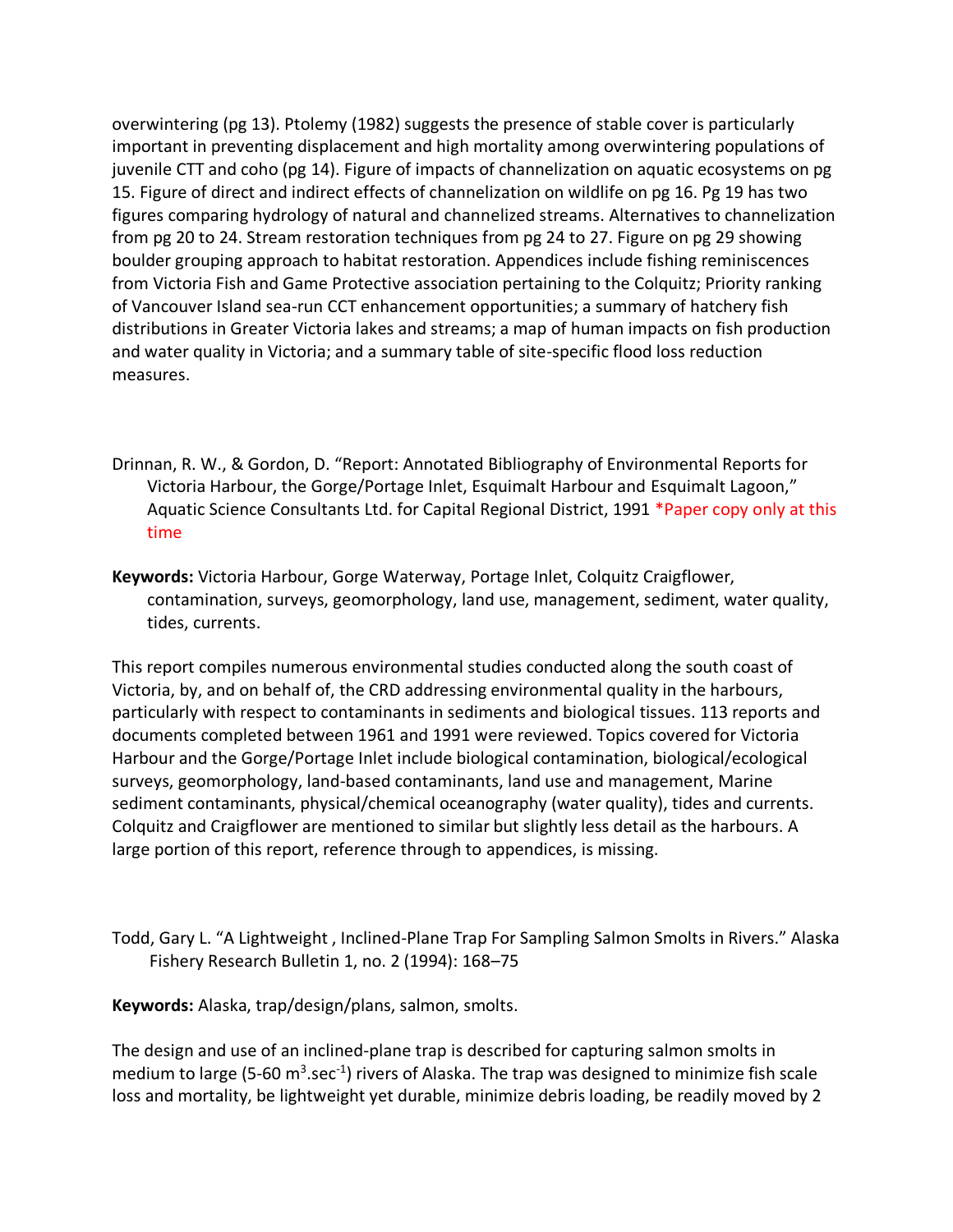overwintering (pg 13). Ptolemy (1982) suggests the presence of stable cover is particularly important in preventing displacement and high mortality among overwintering populations of juvenile CTT and coho (pg 14). Figure of impacts of channelization on aquatic ecosystems on pg 15. Figure of direct and indirect effects of channelization on wildlife on pg 16. Pg 19 has two figures comparing hydrology of natural and channelized streams. Alternatives to channelization from pg 20 to 24. Stream restoration techniques from pg 24 to 27. Figure on pg 29 showing boulder grouping approach to habitat restoration. Appendices include fishing reminiscences from Victoria Fish and Game Protective association pertaining to the Colquitz; Priority ranking of Vancouver Island sea-run CCT enhancement opportunities; a summary of hatchery fish distributions in Greater Victoria lakes and streams; a map of human impacts on fish production and water quality in Victoria; and a summary table of site-specific flood loss reduction measures.

Drinnan, R. W., & Gordon, D. "Report: Annotated Bibliography of Environmental Reports for Victoria Harbour, the Gorge/Portage Inlet, Esquimalt Harbour and Esquimalt Lagoon," Aquatic Science Consultants Ltd. for Capital Regional District, 1991 *Paper copy only at this time

**Keywords:** Victoria Harbour, Gorge Waterway, Portage Inlet, Colquitz Craigflower, contamination, surveys, geomorphology, land use, management, sediment, water quality, tides, currents.

This report compiles numerous environmental studies conducted along the south coast of Victoria, by, and on behalf of, the CRD addressing environmental quality in the harbours, particularly with respect to contaminants in sediments and biological tissues. 113 reports and documents completed between 1961 and 1991 were reviewed. Topics covered for Victoria Harbour and the Gorge/Portage Inlet include biological contamination, biological/ecological surveys, geomorphology, land-based contaminants, land use and management, Marine sediment contaminants, physical/chemical oceanography (water quality), tides and currents. Colquitz and Craigflower are mentioned to similar but slightly less detail as the harbours. A large portion of this report, reference through to appendices, is missing.

Todd, Gary L. "A Lightweight , Inclined-Plane Trap For Sampling Salmon Smolts in Rivers." Alaska Fishery Research Bulletin 1, no. 2 (1994): 168–75

**Keywords:** Alaska, trap/design/plans, salmon, smolts.

The design and use of an inclined-plane trap is described for capturing salmon smolts in medium to large (5-60 $m^3.sec^{-1}$) rivers of Alaska. The trap was designed to minimize fish scale loss and mortality, be lightweight yet durable, minimize debris loading, be readily moved by 2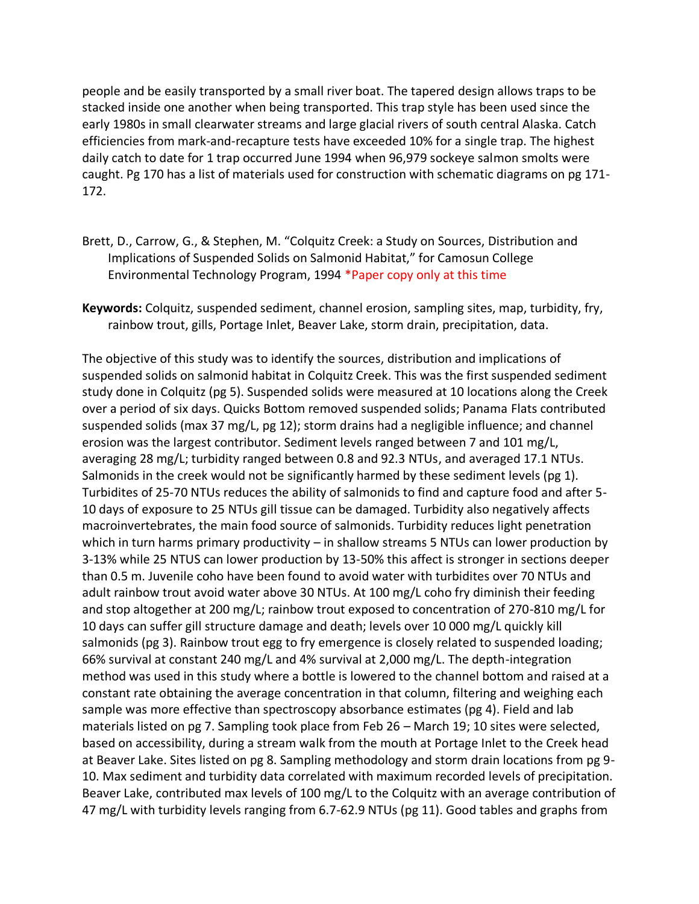people and be easily transported by a small river boat. The tapered design allows traps to be stacked inside one another when being transported. This trap style has been used since the early 1980s in small clearwater streams and large glacial rivers of south central Alaska. Catch efficiencies from mark-and-recapture tests have exceeded 10% for a single trap. The highest daily catch to date for 1 trap occurred June 1994 when 96,979 sockeye salmon smolts were caught. Pg 170 has a list of materials used for construction with schematic diagrams on pg 171-172.

Brett, D., Carrow, G., & Stephen, M. "Colquitz Creek: a Study on Sources, Distribution and Implications of Suspended Solids on Salmonid Habitat," for Camosun College Environmental Technology Program, 1994 *Paper copy only at this time

**Keywords:** Colquitz, suspended sediment, channel erosion, sampling sites, map, turbidity, fry, rainbow trout, gills, Portage Inlet, Beaver Lake, storm drain, precipitation, data.

The objective of this study was to identify the sources, distribution and implications of suspended solids on salmonid habitat in Colquitz Creek. This was the first suspended sediment study done in Colquitz (pg 5). Suspended solids were measured at 10 locations along the Creek over a period of six days. Quicks Bottom removed suspended solids; Panama Flats contributed suspended solids (max 37 mg/L, pg 12); storm drains had a negligible influence; and channel erosion was the largest contributor. Sediment levels ranged between 7 and 101 mg/L, averaging 28 mg/L; turbidity ranged between 0.8 and 92.3 NTUs, and averaged 17.1 NTUs. Salmonids in the creek would not be significantly harmed by these sediment levels (pg 1). Turbidites of 25-70 NTUs reduces the ability of salmonids to find and capture food and after 5-10 days of exposure to 25 NTUs gill tissue can be damaged. Turbidity also negatively affects macroinvertebrates, the main food source of salmonids. Turbidity reduces light penetration which in turn harms primary productivity – in shallow streams 5 NTUs can lower production by 3-13% while 25 NTUS can lower production by 13-50% this affect is stronger in sections deeper than 0.5 m. Juvenile coho have been found to avoid water with turbidites over 70 NTUs and adult rainbow trout avoid water above 30 NTUs. At 100 mg/L coho fry diminish their feeding and stop altogether at 200 mg/L; rainbow trout exposed to concentration of 270-810 mg/L for 10 days can suffer gill structure damage and death; levels over 10 000 mg/L quickly kill salmonids (pg 3). Rainbow trout egg to fry emergence is closely related to suspended loading; 66% survival at constant 240 mg/L and 4% survival at 2,000 mg/L. The depth-integration method was used in this study where a bottle is lowered to the channel bottom and raised at a constant rate obtaining the average concentration in that column, filtering and weighing each sample was more effective than spectroscopy absorbance estimates (pg 4). Field and lab materials listed on pg 7. Sampling took place from Feb 26 – March 19; 10 sites were selected, based on accessibility, during a stream walk from the mouth at Portage Inlet to the Creek head at Beaver Lake. Sites listed on pg 8. Sampling methodology and storm drain locations from pg 9-10. Max sediment and turbidity data correlated with maximum recorded levels of precipitation. Beaver Lake, contributed max levels of 100 mg/L to the Colquitz with an average contribution of 47 mg/L with turbidity levels ranging from 6.7-62.9 NTUs (pg 11). Good tables and graphs from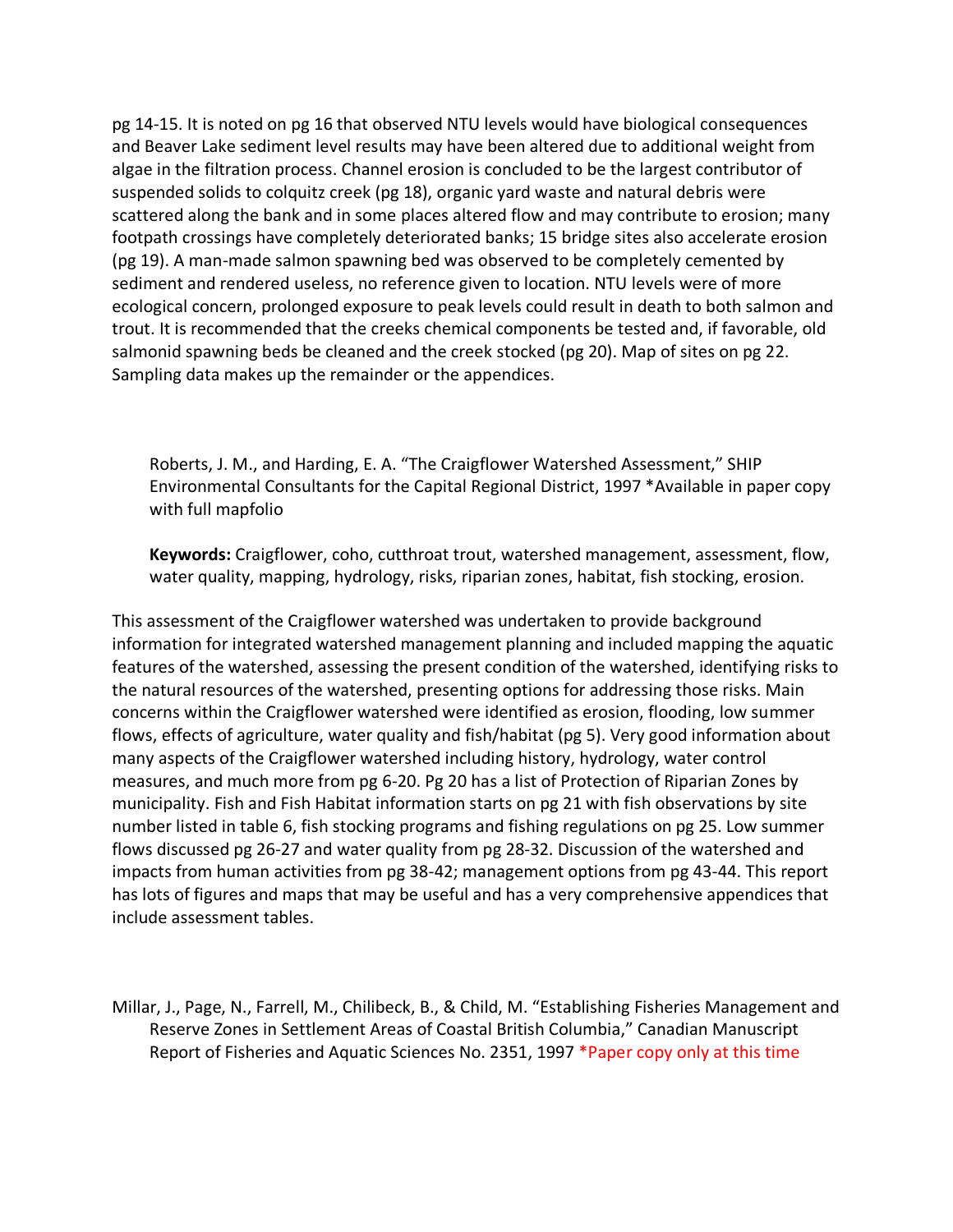pg 14-15. It is noted on pg 16 that observed NTU levels would have biological consequences and Beaver Lake sediment level results may have been altered due to additional weight from algae in the filtration process. Channel erosion is concluded to be the largest contributor of suspended solids to colquitz creek (pg 18), organic yard waste and natural debris were scattered along the bank and in some places altered flow and may contribute to erosion; many footpath crossings have completely deteriorated banks; 15 bridge sites also accelerate erosion (pg 19). A man-made salmon spawning bed was observed to be completely cemented by sediment and rendered useless, no reference given to location. NTU levels were of more ecological concern, prolonged exposure to peak levels could result in death to both salmon and trout. It is recommended that the creeks chemical components be tested and, if favorable, old salmonid spawning beds be cleaned and the creek stocked (pg 20). Map of sites on pg 22. Sampling data makes up the remainder or the appendices.

Roberts, J. M., and Harding, E. A. "The Craigflower Watershed Assessment," SHIP Environmental Consultants for the Capital Regional District, 1997 *Available in paper copy with full mapfolio

**Keywords:** Craigflower, coho, cutthroat trout, watershed management, assessment, flow, water quality, mapping, hydrology, risks, riparian zones, habitat, fish stocking, erosion.

This assessment of the Craigflower watershed was undertaken to provide background information for integrated watershed management planning and included mapping the aquatic features of the watershed, assessing the present condition of the watershed, identifying risks to the natural resources of the watershed, presenting options for addressing those risks. Main concerns within the Craigflower watershed were identified as erosion, flooding, low summer flows, effects of agriculture, water quality and fish/habitat (pg 5). Very good information about many aspects of the Craigflower watershed including history, hydrology, water control measures, and much more from pg 6-20. Pg 20 has a list of Protection of Riparian Zones by municipality. Fish and Fish Habitat information starts on pg 21 with fish observations by site number listed in table 6, fish stocking programs and fishing regulations on pg 25. Low summer flows discussed pg 26-27 and water quality from pg 28-32. Discussion of the watershed and impacts from human activities from pg 38-42; management options from pg 43-44. This report has lots of figures and maps that may be useful and has a very comprehensive appendices that include assessment tables.

Millar, J., Page, N., Farrell, M., Chilibeck, B., & Child, M. "Establishing Fisheries Management and Reserve Zones in Settlement Areas of Coastal British Columbia," Canadian Manuscript Report of Fisheries and Aquatic Sciences No. 2351, 1997 *Paper copy only at this time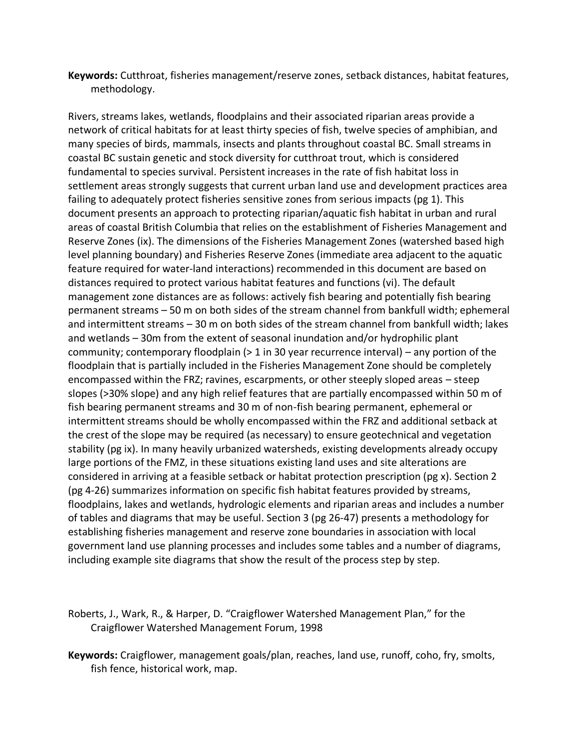**Keywords:** Cutthroat, fisheries management/reserve zones, setback distances, habitat features, methodology.

Rivers, streams lakes, wetlands, floodplains and their associated riparian areas provide a network of critical habitats for at least thirty species of fish, twelve species of amphibian, and many species of birds, mammals, insects and plants throughout coastal BC. Small streams in coastal BC sustain genetic and stock diversity for cutthroat trout, which is considered fundamental to species survival. Persistent increases in the rate of fish habitat loss in settlement areas strongly suggests that current urban land use and development practices area failing to adequately protect fisheries sensitive zones from serious impacts (pg 1). This document presents an approach to protecting riparian/aquatic fish habitat in urban and rural areas of coastal British Columbia that relies on the establishment of Fisheries Management and Reserve Zones (ix). The dimensions of the Fisheries Management Zones (watershed based high level planning boundary) and Fisheries Reserve Zones (immediate area adjacent to the aquatic feature required for water-land interactions) recommended in this document are based on distances required to protect various habitat features and functions (vi). The default management zone distances are as follows: actively fish bearing and potentially fish bearing permanent streams – 50 m on both sides of the stream channel from bankfull width; ephemeral and intermittent streams – 30 m on both sides of the stream channel from bankfull width; lakes and wetlands – 30m from the extent of seasonal inundation and/or hydrophilic plant community; contemporary floodplain (> 1 in 30 year recurrence interval) – any portion of the floodplain that is partially included in the Fisheries Management Zone should be completely encompassed within the FRZ; ravines, escarpments, or other steeply sloped areas – steep slopes (>30% slope) and any high relief features that are partially encompassed within 50 m of fish bearing permanent streams and 30 m of non-fish bearing permanent, ephemeral or intermittent streams should be wholly encompassed within the FRZ and additional setback at the crest of the slope may be required (as necessary) to ensure geotechnical and vegetation stability (pg ix). In many heavily urbanized watersheds, existing developments already occupy large portions of the FMZ, in these situations existing land uses and site alterations are considered in arriving at a feasible setback or habitat protection prescription (pg x). Section 2 (pg 4-26) summarizes information on specific fish habitat features provided by streams, floodplains, lakes and wetlands, hydrologic elements and riparian areas and includes a number of tables and diagrams that may be useful. Section 3 (pg 26-47) presents a methodology for establishing fisheries management and reserve zone boundaries in association with local government land use planning processes and includes some tables and a number of diagrams, including example site diagrams that show the result of the process step by step.

Roberts, J., Wark, R., & Harper, D. "Craigflower Watershed Management Plan," for the Craigflower Watershed Management Forum, 1998

**Keywords:** Craigflower, management goals/plan, reaches, land use, runoff, coho, fry, smolts, fish fence, historical work, map.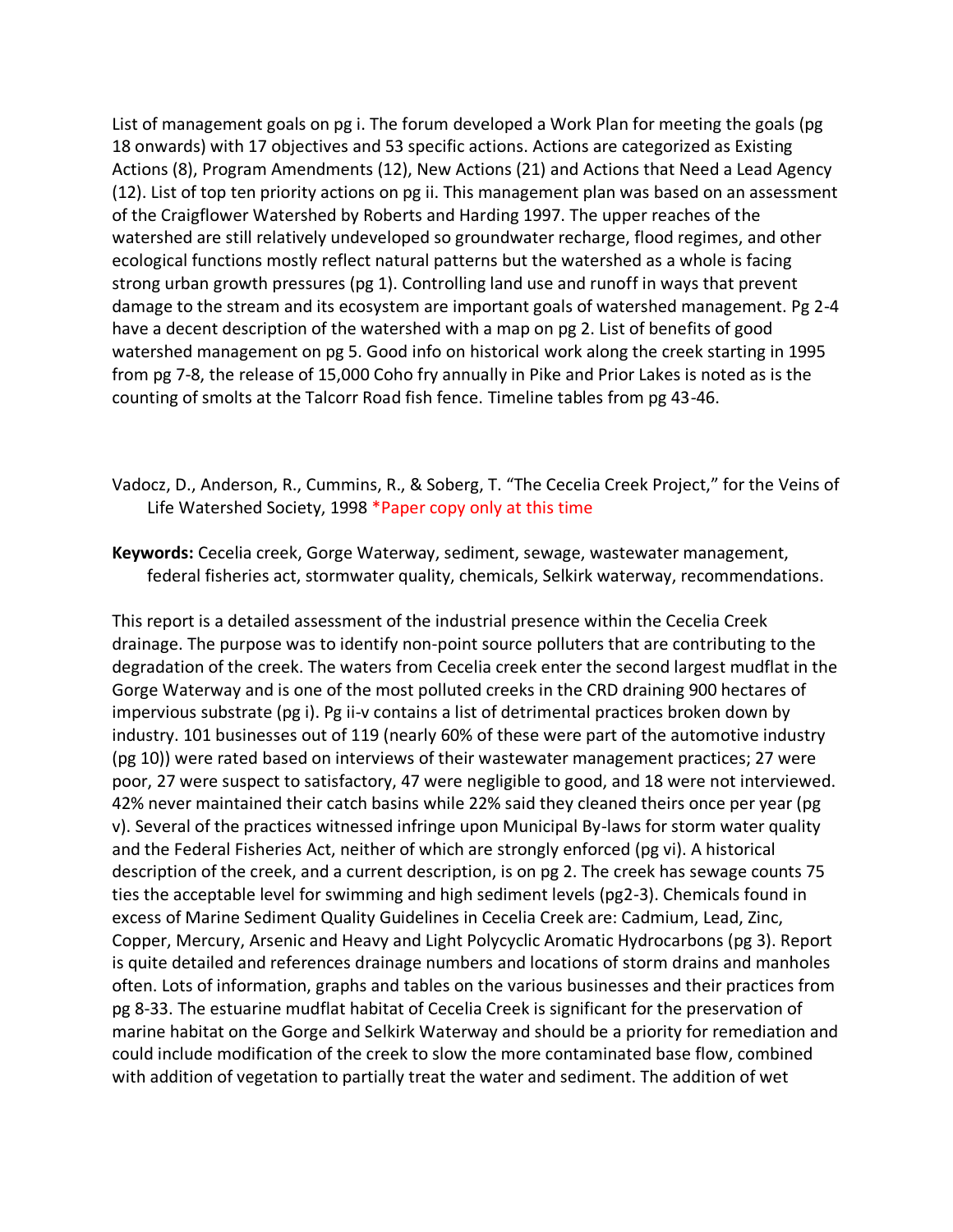List of management goals on pg i. The forum developed a Work Plan for meeting the goals (pg 18 onwards) with 17 objectives and 53 specific actions. Actions are categorized as Existing Actions (8), Program Amendments (12), New Actions (21) and Actions that Need a Lead Agency (12). List of top ten priority actions on pg ii. This management plan was based on an assessment of the Craigflower Watershed by Roberts and Harding 1997. The upper reaches of the watershed are still relatively undeveloped so groundwater recharge, flood regimes, and other ecological functions mostly reflect natural patterns but the watershed as a whole is facing strong urban growth pressures (pg 1). Controlling land use and runoff in ways that prevent damage to the stream and its ecosystem are important goals of watershed management. Pg 2-4 have a decent description of the watershed with a map on pg 2. List of benefits of good watershed management on pg 5. Good info on historical work along the creek starting in 1995 from pg 7-8, the release of 15,000 Coho fry annually in Pike and Prior Lakes is noted as is the counting of smolts at the Talcorr Road fish fence. Timeline tables from pg 43-46.

Vadocz, D., Anderson, R., Cummins, R., & Soberg, T. "The Cecelia Creek Project," for the Veins of Life Watershed Society, 1998 *Paper copy only at this time

**Keywords:** Cecelia creek, Gorge Waterway, sediment, sewage, wastewater management, federal fisheries act, stormwater quality, chemicals, Selkirk waterway, recommendations.

This report is a detailed assessment of the industrial presence within the Cecelia Creek drainage. The purpose was to identify non-point source polluters that are contributing to the degradation of the creek. The waters from Cecelia creek enter the second largest mudflat in the Gorge Waterway and is one of the most polluted creeks in the CRD draining 900 hectares of impervious substrate (pg i). Pg ii-v contains a list of detrimental practices broken down by industry. 101 businesses out of 119 (nearly 60% of these were part of the automotive industry (pg 10)) were rated based on interviews of their wastewater management practices; 27 were poor, 27 were suspect to satisfactory, 47 were negligible to good, and 18 were not interviewed. 42% never maintained their catch basins while 22% said they cleaned theirs once per year (pg v). Several of the practices witnessed infringe upon Municipal By-laws for storm water quality and the Federal Fisheries Act, neither of which are strongly enforced (pg vi). A historical description of the creek, and a current description, is on pg 2. The creek has sewage counts 75 ties the acceptable level for swimming and high sediment levels (pg2-3). Chemicals found in excess of Marine Sediment Quality Guidelines in Cecelia Creek are: Cadmium, Lead, Zinc, Copper, Mercury, Arsenic and Heavy and Light Polycyclic Aromatic Hydrocarbons (pg 3). Report is quite detailed and references drainage numbers and locations of storm drains and manholes often. Lots of information, graphs and tables on the various businesses and their practices from pg 8-33. The estuarine mudflat habitat of Cecelia Creek is significant for the preservation of marine habitat on the Gorge and Selkirk Waterway and should be a priority for remediation and could include modification of the creek to slow the more contaminated base flow, combined with addition of vegetation to partially treat the water and sediment. The addition of wet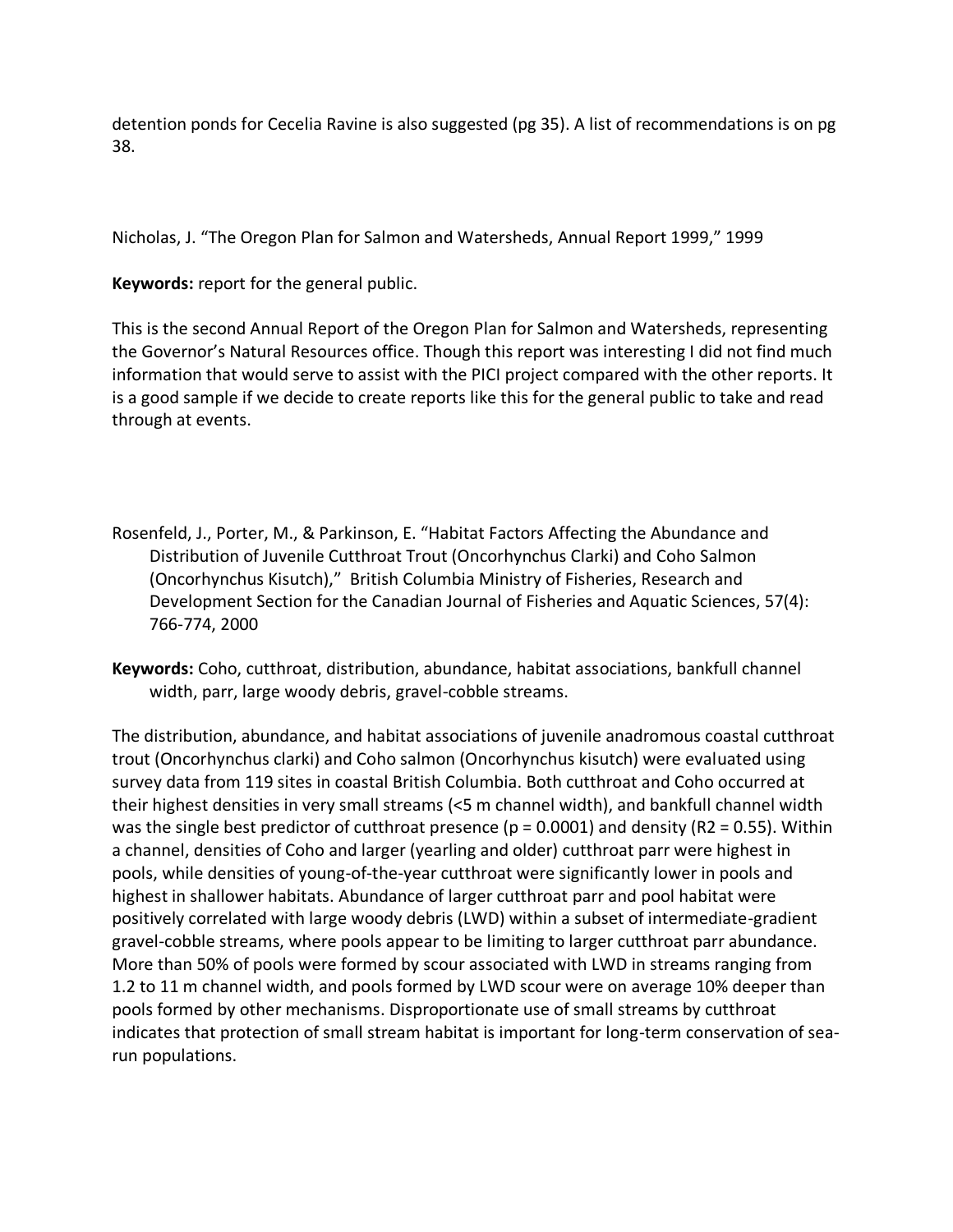detention ponds for Cecelia Ravine is also suggested (pg 35). A list of recommendations is on pg 38.

Nicholas, J. "The Oregon Plan for Salmon and Watersheds, Annual Report 1999," 1999

**Keywords:** report for the general public.

This is the second Annual Report of the Oregon Plan for Salmon and Watersheds, representing the Governor's Natural Resources office. Though this report was interesting I did not find much information that would serve to assist with the PICI project compared with the other reports. It is a good sample if we decide to create reports like this for the general public to take and read through at events.

Rosenfeld, J., Porter, M., & Parkinson, E. "Habitat Factors Affecting the Abundance and Distribution of Juvenile Cutthroat Trout (Oncorhynchus Clarki) and Coho Salmon (Oncorhynchus Kisutch)," British Columbia Ministry of Fisheries, Research and Development Section for the Canadian Journal of Fisheries and Aquatic Sciences, 57(4): 766-774, 2000

**Keywords:** Coho, cutthroat, distribution, abundance, habitat associations, bankfull channel width, parr, large woody debris, gravel-cobble streams.

The distribution, abundance, and habitat associations of juvenile anadromous coastal cutthroat trout (Oncorhynchus clarki) and Coho salmon (Oncorhynchus kisutch) were evaluated using survey data from 119 sites in coastal British Columbia. Both cutthroat and Coho occurred at their highest densities in very small streams (<5 m channel width), and bankfull channel width was the single best predictor of cutthroat presence ($p = 0.0001$) and density ($R2 = 0.55$). Within a channel, densities of Coho and larger (yearling and older) cutthroat parr were highest in pools, while densities of young-of-the-year cutthroat were significantly lower in pools and highest in shallower habitats. Abundance of larger cutthroat parr and pool habitat were positively correlated with large woody debris (LWD) within a subset of intermediate-gradient gravel-cobble streams, where pools appear to be limiting to larger cutthroat parr abundance. More than 50% of pools were formed by scour associated with LWD in streams ranging from 1.2 to 11 m channel width, and pools formed by LWD scour were on average 10% deeper than pools formed by other mechanisms. Disproportionate use of small streams by cutthroat indicates that protection of small stream habitat is important for long-term conservation of sea-run populations.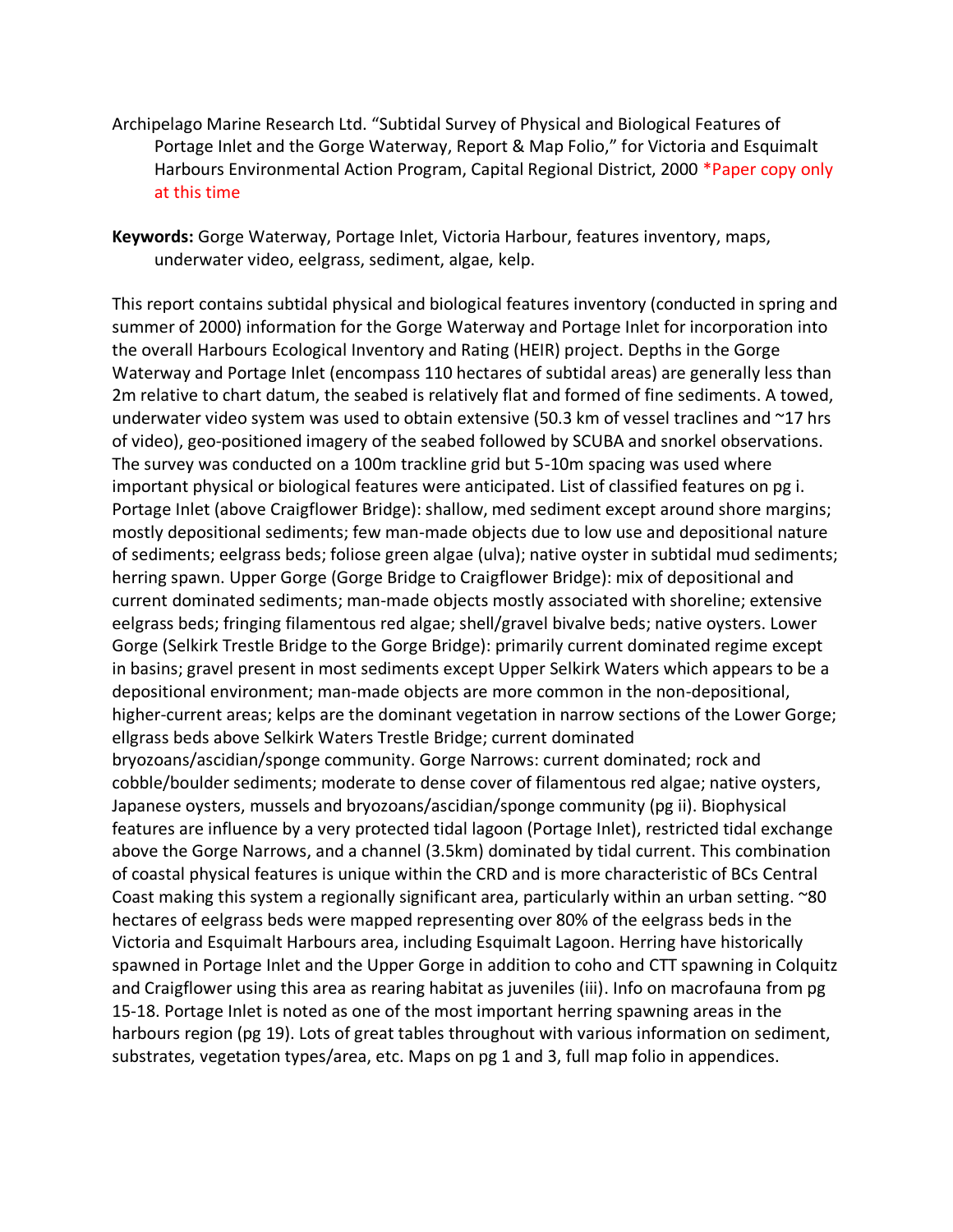Archipelago Marine Research Ltd. "Subtidal Survey of Physical and Biological Features of Portage Inlet and the Gorge Waterway, Report & Map Folio," for Victoria and Esquimalt Harbours Environmental Action Program, Capital Regional District, 2000 *Paper copy only at this time

**Keywords:** Gorge Waterway, Portage Inlet, Victoria Harbour, features inventory, maps, underwater video, eelgrass, sediment, algae, kelp.

This report contains subtidal physical and biological features inventory (conducted in spring and summer of 2000) information for the Gorge Waterway and Portage Inlet for incorporation into the overall Harbours Ecological Inventory and Rating (HEIR) project. Depths in the Gorge Waterway and Portage Inlet (encompass 110 hectares of subtidal areas) are generally less than 2m relative to chart datum, the seabed is relatively flat and formed of fine sediments. A towed, underwater video system was used to obtain extensive (50.3 km of vessel traclines and ~17 hrs of video), geo-positioned imagery of the seabed followed by SCUBA and snorkel observations. The survey was conducted on a 100m trackline grid but 5-10m spacing was used where important physical or biological features were anticipated. List of classified features on pg i. Portage Inlet (above Craigflower Bridge): shallow, med sediment except around shore margins; mostly depositional sediments; few man-made objects due to low use and depositional nature of sediments; eelgrass beds; foliose green algae (ulva); native oyster in subtidal mud sediments; herring spawn. Upper Gorge (Gorge Bridge to Craigflower Bridge): mix of depositional and current dominated sediments; man-made objects mostly associated with shoreline; extensive eelgrass beds; fringing filamentous red algae; shell/gravel bivalve beds; native oysters. Lower Gorge (Selkirk Trestle Bridge to the Gorge Bridge): primarily current dominated regime except in basins; gravel present in most sediments except Upper Selkirk Waters which appears to be a depositional environment; man-made objects are more common in the non-depositional, higher-current areas; kelps are the dominant vegetation in narrow sections of the Lower Gorge; ellgrass beds above Selkirk Waters Trestle Bridge; current dominated bryozoans/ascidian/sponge community. Gorge Narrows: current dominated; rock and cobble/boulder sediments; moderate to dense cover of filamentous red algae; native oysters, Japanese oysters, mussels and bryozoans/ascidian/sponge community (pg ii). Biophysical features are influence by a very protected tidal lagoon (Portage Inlet), restricted tidal exchange above the Gorge Narrows, and a channel (3.5km) dominated by tidal current. This combination of coastal physical features is unique within the CRD and is more characteristic of BCs Central Coast making this system a regionally significant area, particularly within an urban setting. ~80 hectares of eelgrass beds were mapped representing over 80% of the eelgrass beds in the Victoria and Esquimalt Harbours area, including Esquimalt Lagoon. Herring have historically spawned in Portage Inlet and the Upper Gorge in addition to coho and CTT spawning in Colquitz and Craigflower using this area as rearing habitat as juveniles (iii). Info on macrofauna from pg 15-18. Portage Inlet is noted as one of the most important herring spawning areas in the harbours region (pg 19). Lots of great tables throughout with various information on sediment, substrates, vegetation types/area, etc. Maps on pg 1 and 3, full map folio in appendices.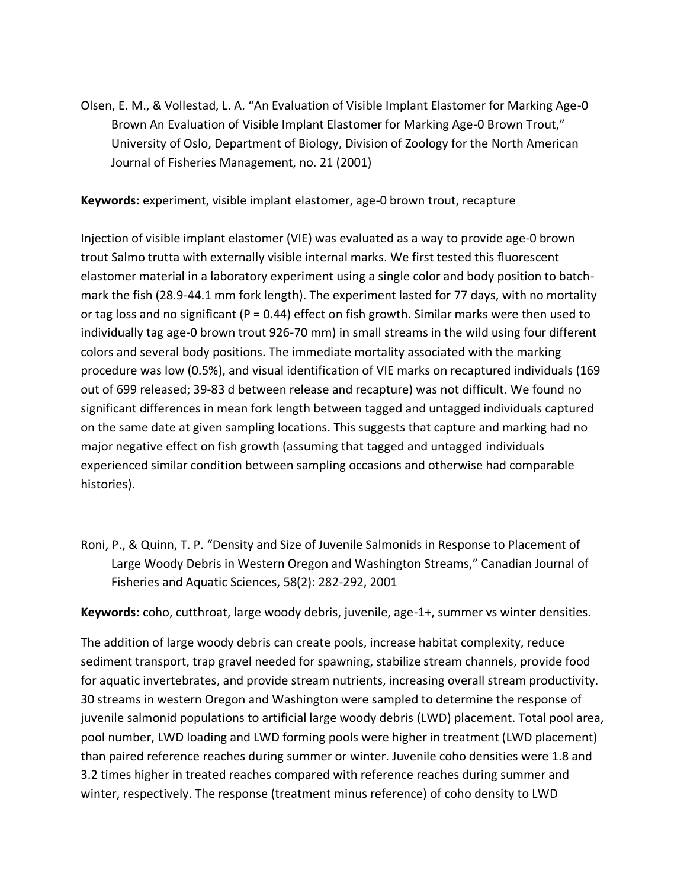Olsen, E. M., & Vollestad, L. A. "An Evaluation of Visible Implant Elastomer for Marking Age-0 Brown An Evaluation of Visible Implant Elastomer for Marking Age-0 Brown Trout," University of Oslo, Department of Biology, Division of Zoology for the North American Journal of Fisheries Management, no. 21 (2001)

**Keywords:** experiment, visible implant elastomer, age-0 brown trout, recapture

Injection of visible implant elastomer (VIE) was evaluated as a way to provide age-0 brown trout Salmo trutta with externally visible internal marks. We first tested this fluorescent elastomer material in a laboratory experiment using a single color and body position to batch-mark the fish (28.9-44.1 mm fork length). The experiment lasted for 77 days, with no mortality or tag loss and no significant ($P = 0.44$) effect on fish growth. Similar marks were then used to individually tag age-0 brown trout 926-70 mm) in small streams in the wild using four different colors and several body positions. The immediate mortality associated with the marking procedure was low (0.5%), and visual identification of VIE marks on recaptured individuals (169 out of 699 released; 39-83 d between release and recapture) was not difficult. We found no significant differences in mean fork length between tagged and untagged individuals captured on the same date at given sampling locations. This suggests that capture and marking had no major negative effect on fish growth (assuming that tagged and untagged individuals experienced similar condition between sampling occasions and otherwise had comparable histories).

Roni, P., & Quinn, T. P. "Density and Size of Juvenile Salmonids in Response to Placement of Large Woody Debris in Western Oregon and Washington Streams," Canadian Journal of Fisheries and Aquatic Sciences, 58(2): 282-292, 2001

**Keywords:** coho, cutthroat, large woody debris, juvenile, age-1+, summer vs winter densities.

The addition of large woody debris can create pools, increase habitat complexity, reduce sediment transport, trap gravel needed for spawning, stabilize stream channels, provide food for aquatic invertebrates, and provide stream nutrients, increasing overall stream productivity. 30 streams in western Oregon and Washington were sampled to determine the response of juvenile salmonid populations to artificial large woody debris (LWD) placement. Total pool area, pool number, LWD loading and LWD forming pools were higher in treatment (LWD placement) than paired reference reaches during summer or winter. Juvenile coho densities were 1.8 and 3.2 times higher in treated reaches compared with reference reaches during summer and winter, respectively. The response (treatment minus reference) of coho density to LWD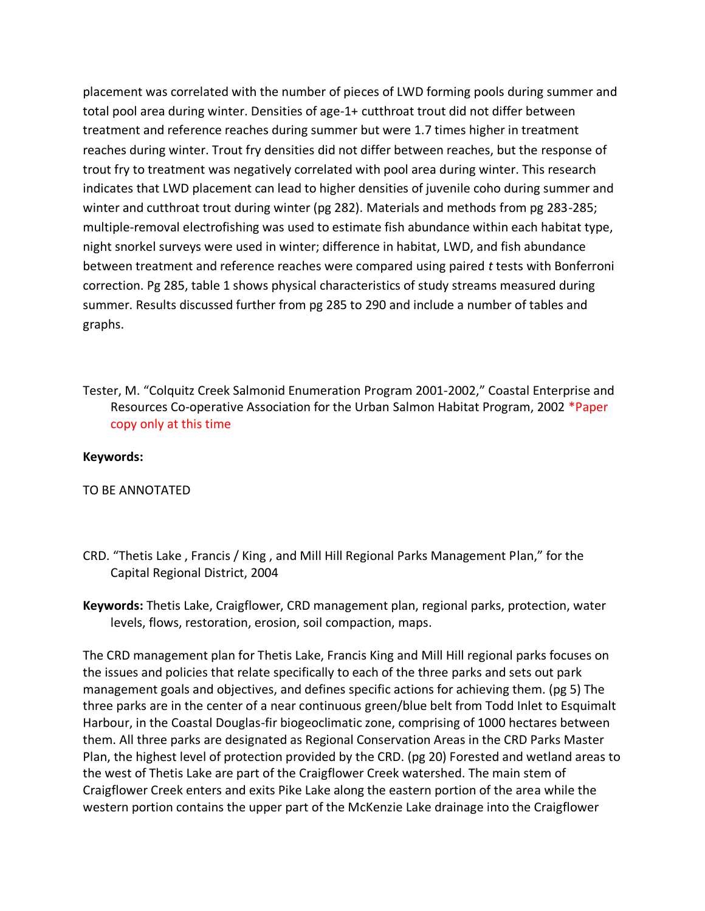placement was correlated with the number of pieces of LWD forming pools during summer and total pool area during winter. Densities of age-1+ cutthroat trout did not differ between treatment and reference reaches during summer but were 1.7 times higher in treatment reaches during winter. Trout fry densities did not differ between reaches, but the response of trout fry to treatment was negatively correlated with pool area during winter. This research indicates that LWD placement can lead to higher densities of juvenile coho during summer and winter and cutthroat trout during winter (pg 282). Materials and methods from pg 283-285; multiple-removal electrofishing was used to estimate fish abundance within each habitat type, night snorkel surveys were used in winter; difference in habitat, LWD, and fish abundance between treatment and reference reaches were compared using paired *t* tests with Bonferroni correction. Pg 285, table 1 shows physical characteristics of study streams measured during summer. Results discussed further from pg 285 to 290 and include a number of tables and graphs.

Tester, M. "Colquitz Creek Salmonid Enumeration Program 2001-2002," Coastal Enterprise and Resources Co-operative Association for the Urban Salmon Habitat Program, 2002 *Paper copy only at this time

**Keywords:**

TO BE ANNOTATED

CRD. "Thetis Lake , Francis / King , and Mill Hill Regional Parks Management Plan," for the Capital Regional District, 2004

**Keywords:** Thetis Lake, Craigflower, CRD management plan, regional parks, protection, water levels, flows, restoration, erosion, soil compaction, maps.

The CRD management plan for Thetis Lake, Francis King and Mill Hill regional parks focuses on the issues and policies that relate specifically to each of the three parks and sets out park management goals and objectives, and defines specific actions for achieving them. (pg 5) The three parks are in the center of a near continuous green/blue belt from Todd Inlet to Esquimalt Harbour, in the Coastal Douglas-fir biogeoclimatic zone, comprising of 1000 hectares between them. All three parks are designated as Regional Conservation Areas in the CRD Parks Master Plan, the highest level of protection provided by the CRD. (pg 20) Forested and wetland areas to the west of Thetis Lake are part of the Craigflower Creek watershed. The main stem of Craigflower Creek enters and exits Pike Lake along the eastern portion of the area while the western portion contains the upper part of the McKenzie Lake drainage into the Craigflower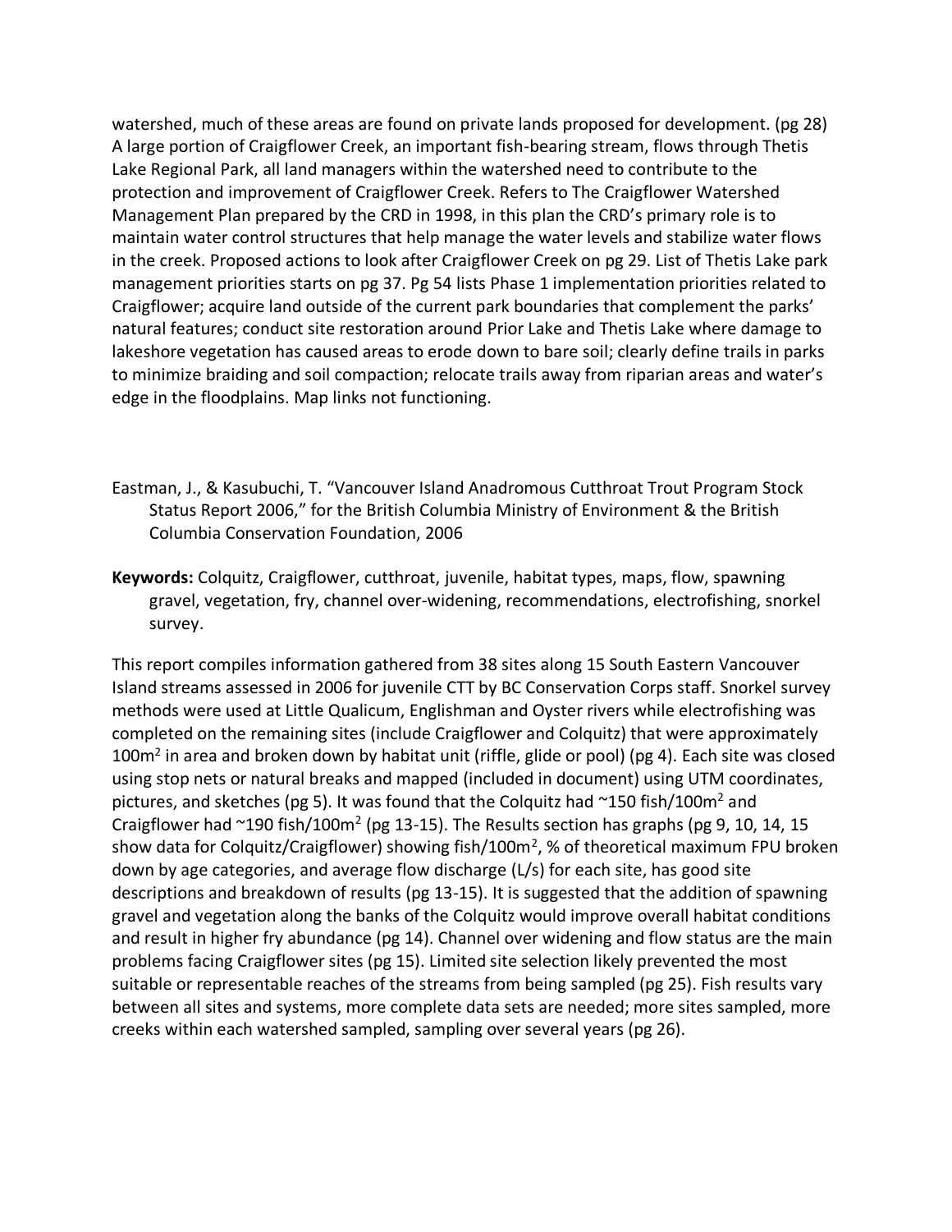watershed, much of these areas are found on private lands proposed for development. (pg 28) A large portion of Craigflower Creek, an important fish-bearing stream, flows through Thetis Lake Regional Park, all land managers within the watershed need to contribute to the protection and improvement of Craigflower Creek. Refers to The Craigflower Watershed Management Plan prepared by the CRD in 1998, in this plan the CRD's primary role is to maintain water control structures that help manage the water levels and stabilize water flows in the creek. Proposed actions to look after Craigflower Creek on pg 29. List of Thetis Lake park management priorities starts on pg 37. Pg 54 lists Phase 1 implementation priorities related to Craigflower; acquire land outside of the current park boundaries that complement the parks' natural features; conduct site restoration around Prior Lake and Thetis Lake where damage to lakeshore vegetation has caused areas to erode down to bare soil; clearly define trails in parks to minimize braiding and soil compaction; relocate trails away from riparian areas and water's edge in the floodplains. Map links not functioning.

Eastman, J., & Kasubuchi, T. "Vancouver Island Anadromous Cutthroat Trout Program Stock Status Report 2006," for the British Columbia Ministry of Environment & the British Columbia Conservation Foundation, 2006

**Keywords:** Colquitz, Craigflower, cutthroat, juvenile, habitat types, maps, flow, spawning gravel, vegetation, fry, channel over-widening, recommendations, electrofishing, snorkel survey.

This report compiles information gathered from 38 sites along 15 South Eastern Vancouver Island streams assessed in 2006 for juvenile CTT by BC Conservation Corps staff. Snorkel survey methods were used at Little Qualicum, Englishman and Oyster rivers while electrofishing was completed on the remaining sites (include Craigflower and Colquitz) that were approximately $100m^2$ in area and broken down by habitat unit (riffle, glide or pool) (pg 4). Each site was closed using stop nets or natural breaks and mapped (included in document) using UTM coordinates, pictures, and sketches (pg 5). It was found that the Colquitz had ~150 fish/$100m^2$ and Craigflower had ~190 fish/$100m^2$ (pg 13-15). The Results section has graphs (pg 9, 10, 14, 15 show data for Colquitz/Craigflower) showing fish/$100m^2$, % of theoretical maximum FPU broken down by age categories, and average flow discharge (L/s) for each site, has good site descriptions and breakdown of results (pg 13-15). It is suggested that the addition of spawning gravel and vegetation along the banks of the Colquitz would improve overall habitat conditions and result in higher fry abundance (pg 14). Channel over widening and flow status are the main problems facing Craigflower sites (pg 15). Limited site selection likely prevented the most suitable or representable reaches of the streams from being sampled (pg 25). Fish results vary between all sites and systems, more complete data sets are needed; more sites sampled, more creeks within each watershed sampled, sampling over several years (pg 26).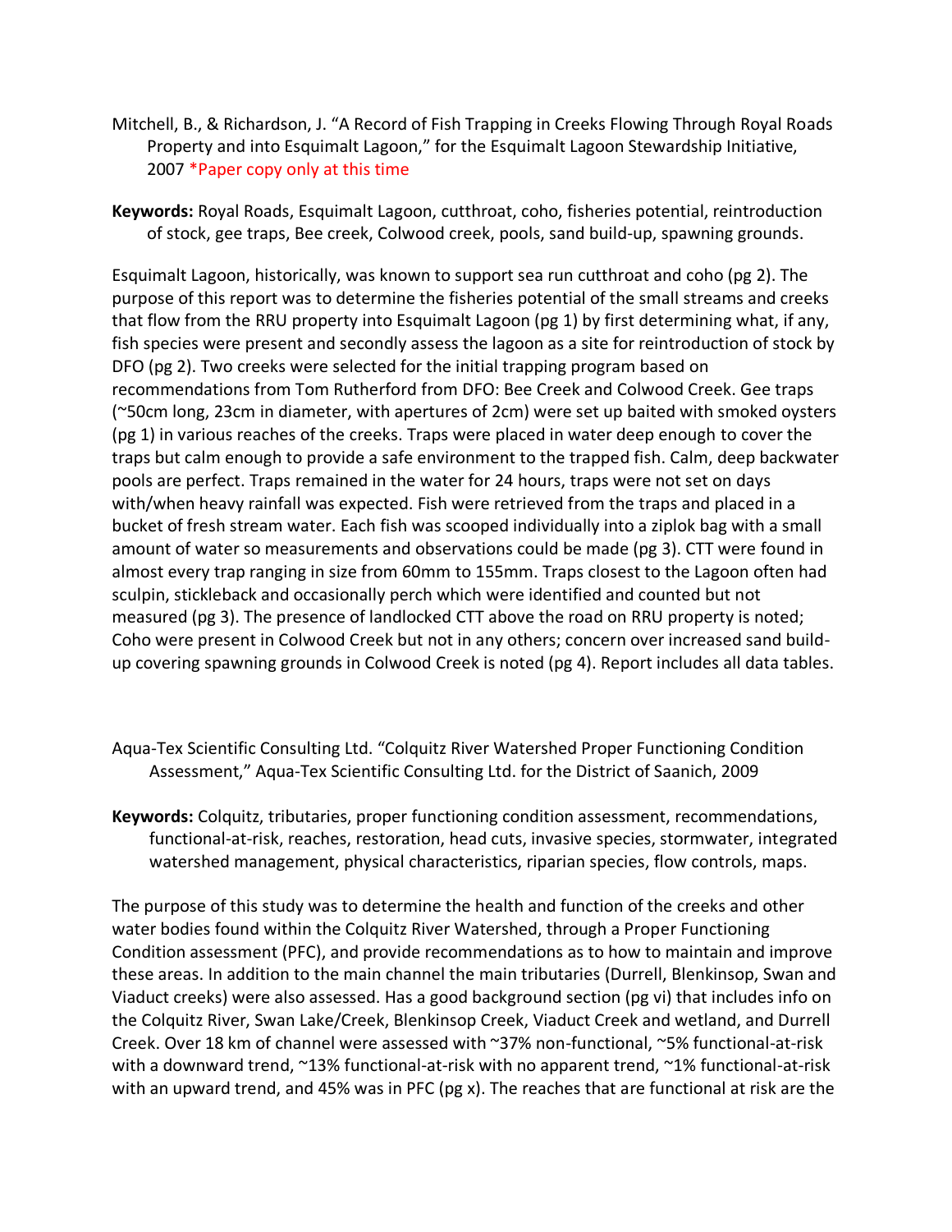Mitchell, B., & Richardson, J. "A Record of Fish Trapping in Creeks Flowing Through Royal Roads Property and into Esquimalt Lagoon," for the Esquimalt Lagoon Stewardship Initiative, 2007 *Paper copy only at this time

**Keywords:** Royal Roads, Esquimalt Lagoon, cutthroat, coho, fisheries potential, reintroduction of stock, gee traps, Bee creek, Colwood creek, pools, sand build-up, spawning grounds.

Esquimalt Lagoon, historically, was known to support sea run cutthroat and coho (pg 2). The purpose of this report was to determine the fisheries potential of the small streams and creeks that flow from the RRU property into Esquimalt Lagoon (pg 1) by first determining what, if any, fish species were present and secondly assess the lagoon as a site for reintroduction of stock by DFO (pg 2). Two creeks were selected for the initial trapping program based on recommendations from Tom Rutherford from DFO: Bee Creek and Colwood Creek. Gee traps (~50cm long, 23cm in diameter, with apertures of 2cm) were set up baited with smoked oysters (pg 1) in various reaches of the creeks. Traps were placed in water deep enough to cover the traps but calm enough to provide a safe environment to the trapped fish. Calm, deep backwater pools are perfect. Traps remained in the water for 24 hours, traps were not set on days with/when heavy rainfall was expected. Fish were retrieved from the traps and placed in a bucket of fresh stream water. Each fish was scooped individually into a ziplok bag with a small amount of water so measurements and observations could be made (pg 3). CTT were found in almost every trap ranging in size from 60mm to 155mm. Traps closest to the Lagoon often had sculpin, stickleback and occasionally perch which were identified and counted but not measured (pg 3). The presence of landlocked CTT above the road on RRU property is noted; Coho were present in Colwood Creek but not in any others; concern over increased sand build-up covering spawning grounds in Colwood Creek is noted (pg 4). Report includes all data tables.

Aqua-Tex Scientific Consulting Ltd. "Colquitz River Watershed Proper Functioning Condition Assessment," Aqua-Tex Scientific Consulting Ltd. for the District of Saanich, 2009

**Keywords:** Colquitz, tributaries, proper functioning condition assessment, recommendations, functional-at-risk, reaches, restoration, head cuts, invasive species, stormwater, integrated watershed management, physical characteristics, riparian species, flow controls, maps.

The purpose of this study was to determine the health and function of the creeks and other water bodies found within the Colquitz River Watershed, through a Proper Functioning Condition assessment (PFC), and provide recommendations as to how to maintain and improve these areas. In addition to the main channel the main tributaries (Durrell, Blenkinsop, Swan and Viaduct creeks) were also assessed. Has a good background section (pg vi) that includes info on the Colquitz River, Swan Lake/Creek, Blenkinsop Creek, Viaduct Creek and wetland, and Durrell Creek. Over 18 km of channel were assessed with ~37% non-functional, ~5% functional-at-risk with a downward trend, ~13% functional-at-risk with no apparent trend, ~1% functional-at-risk with an upward trend, and 45% was in PFC (pg x). The reaches that are functional at risk are the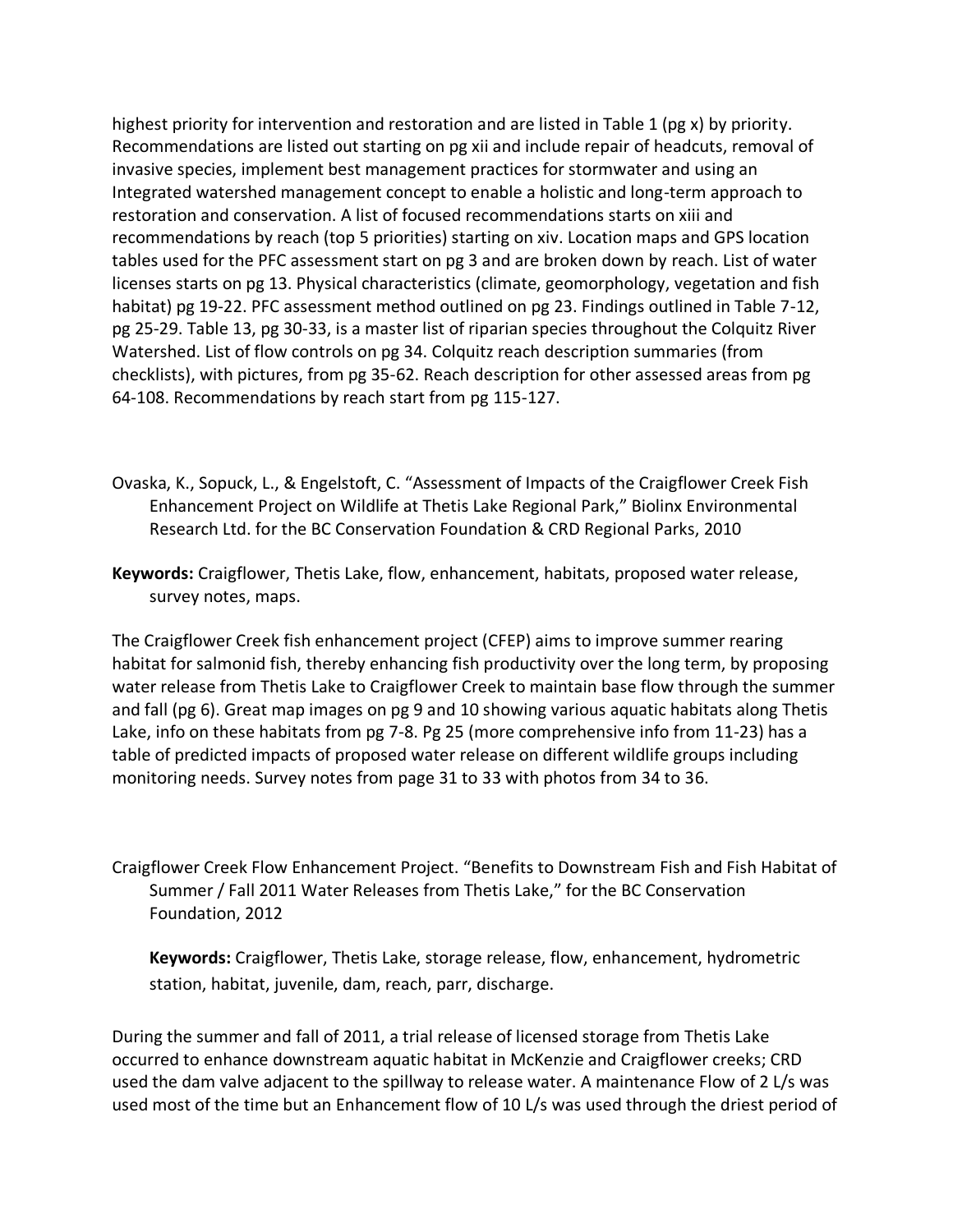highest priority for intervention and restoration and are listed in Table 1 (pg x) by priority. Recommendations are listed out starting on pg xii and include repair of headcuts, removal of invasive species, implement best management practices for stormwater and using an Integrated watershed management concept to enable a holistic and long-term approach to restoration and conservation. A list of focused recommendations starts on xiii and recommendations by reach (top 5 priorities) starting on xiv. Location maps and GPS location tables used for the PFC assessment start on pg 3 and are broken down by reach. List of water licenses starts on pg 13. Physical characteristics (climate, geomorphology, vegetation and fish habitat) pg 19-22. PFC assessment method outlined on pg 23. Findings outlined in Table 7-12, pg 25-29. Table 13, pg 30-33, is a master list of riparian species throughout the Colquitz River Watershed. List of flow controls on pg 34. Colquitz reach description summaries (from checklists), with pictures, from pg 35-62. Reach description for other assessed areas from pg 64-108. Recommendations by reach start from pg 115-127.

Ovaska, K., Sopuck, L., & Engelstoft, C. "Assessment of Impacts of the Craigflower Creek Fish Enhancement Project on Wildlife at Thetis Lake Regional Park," Biolinx Environmental Research Ltd. for the BC Conservation Foundation & CRD Regional Parks, 2010

**Keywords:** Craigflower, Thetis Lake, flow, enhancement, habitats, proposed water release, survey notes, maps.

The Craigflower Creek fish enhancement project (CFEP) aims to improve summer rearing habitat for salmonid fish, thereby enhancing fish productivity over the long term, by proposing water release from Thetis Lake to Craigflower Creek to maintain base flow through the summer and fall (pg 6). Great map images on pg 9 and 10 showing various aquatic habitats along Thetis Lake, info on these habitats from pg 7-8. Pg 25 (more comprehensive info from 11-23) has a table of predicted impacts of proposed water release on different wildlife groups including monitoring needs. Survey notes from page 31 to 33 with photos from 34 to 36.

Craigflower Creek Flow Enhancement Project. "Benefits to Downstream Fish and Fish Habitat of Summer / Fall 2011 Water Releases from Thetis Lake," for the BC Conservation Foundation, 2012

**Keywords:** Craigflower, Thetis Lake, storage release, flow, enhancement, hydrometric station, habitat, juvenile, dam, reach, parr, discharge.

During the summer and fall of 2011, a trial release of licensed storage from Thetis Lake occurred to enhance downstream aquatic habitat in McKenzie and Craigflower creeks; CRD used the dam valve adjacent to the spillway to release water. A maintenance Flow of 2 L/s was used most of the time but an Enhancement flow of 10 L/s was used through the driest period of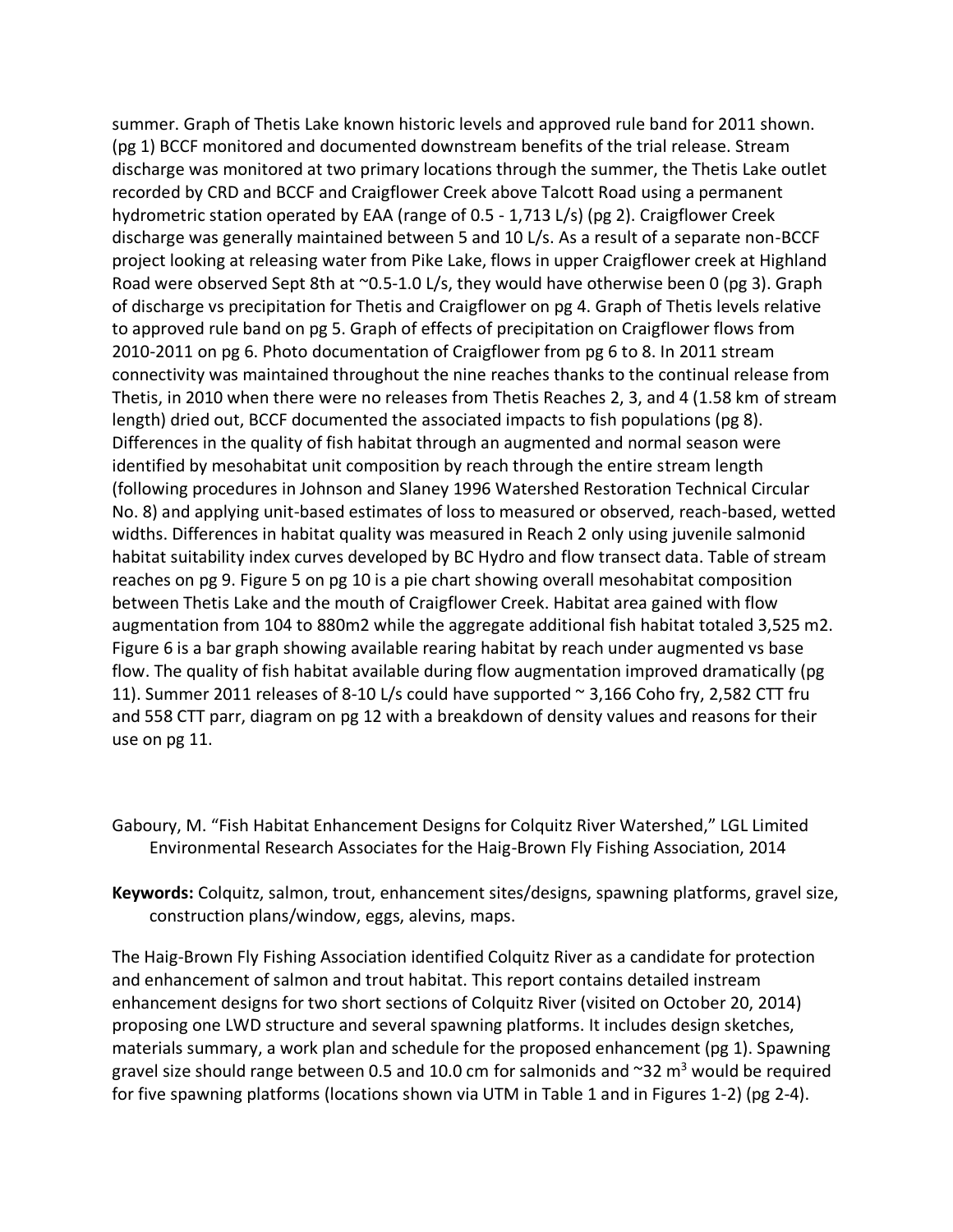summer. Graph of Thetis Lake known historic levels and approved rule band for 2011 shown. (pg 1) BCCF monitored and documented downstream benefits of the trial release. Stream discharge was monitored at two primary locations through the summer, the Thetis Lake outlet recorded by CRD and BCCF and Craigflower Creek above Talcott Road using a permanent hydrometric station operated by EAA (range of 0.5 - 1,713 L/s) (pg 2). Craigflower Creek discharge was generally maintained between 5 and 10 L/s. As a result of a separate non-BCCF project looking at releasing water from Pike Lake, flows in upper Craigflower creek at Highland Road were observed Sept 8th at ~0.5-1.0 L/s, they would have otherwise been 0 (pg 3). Graph of discharge vs precipitation for Thetis and Craigflower on pg 4. Graph of Thetis levels relative to approved rule band on pg 5. Graph of effects of precipitation on Craigflower flows from 2010-2011 on pg 6. Photo documentation of Craigflower from pg 6 to 8. In 2011 stream connectivity was maintained throughout the nine reaches thanks to the continual release from Thetis, in 2010 when there were no releases from Thetis Reaches 2, 3, and 4 (1.58 km of stream length) dried out, BCCF documented the associated impacts to fish populations (pg 8). Differences in the quality of fish habitat through an augmented and normal season were identified by mesohabitat unit composition by reach through the entire stream length (following procedures in Johnson and Slaney 1996 Watershed Restoration Technical Circular No. 8) and applying unit-based estimates of loss to measured or observed, reach-based, wetted widths. Differences in habitat quality was measured in Reach 2 only using juvenile salmonid habitat suitability index curves developed by BC Hydro and flow transect data. Table of stream reaches on pg 9. Figure 5 on pg 10 is a pie chart showing overall mesohabitat composition between Thetis Lake and the mouth of Craigflower Creek. Habitat area gained with flow augmentation from 104 to 880m2 while the aggregate additional fish habitat totaled 3,525 m2. Figure 6 is a bar graph showing available rearing habitat by reach under augmented vs base flow. The quality of fish habitat available during flow augmentation improved dramatically (pg 11). Summer 2011 releases of 8-10 L/s could have supported ~ 3,166 Coho fry, 2,582 CTT fru and 558 CTT parr, diagram on pg 12 with a breakdown of density values and reasons for their use on pg 11.

Gaboury, M. "Fish Habitat Enhancement Designs for Colquitz River Watershed," LGL Limited Environmental Research Associates for the Haig-Brown Fly Fishing Association, 2014

**Keywords:** Colquitz, salmon, trout, enhancement sites/designs, spawning platforms, gravel size, construction plans/window, eggs, alevins, maps.

The Haig-Brown Fly Fishing Association identified Colquitz River as a candidate for protection and enhancement of salmon and trout habitat. This report contains detailed instream enhancement designs for two short sections of Colquitz River (visited on October 20, 2014) proposing one LWD structure and several spawning platforms. It includes design sketches, materials summary, a work plan and schedule for the proposed enhancement (pg 1). Spawning gravel size should range between 0.5 and 10.0 cm for salmonids and ~32 $m^3$ would be required for five spawning platforms (locations shown via UTM in Table 1 and in Figures 1-2) (pg 2-4).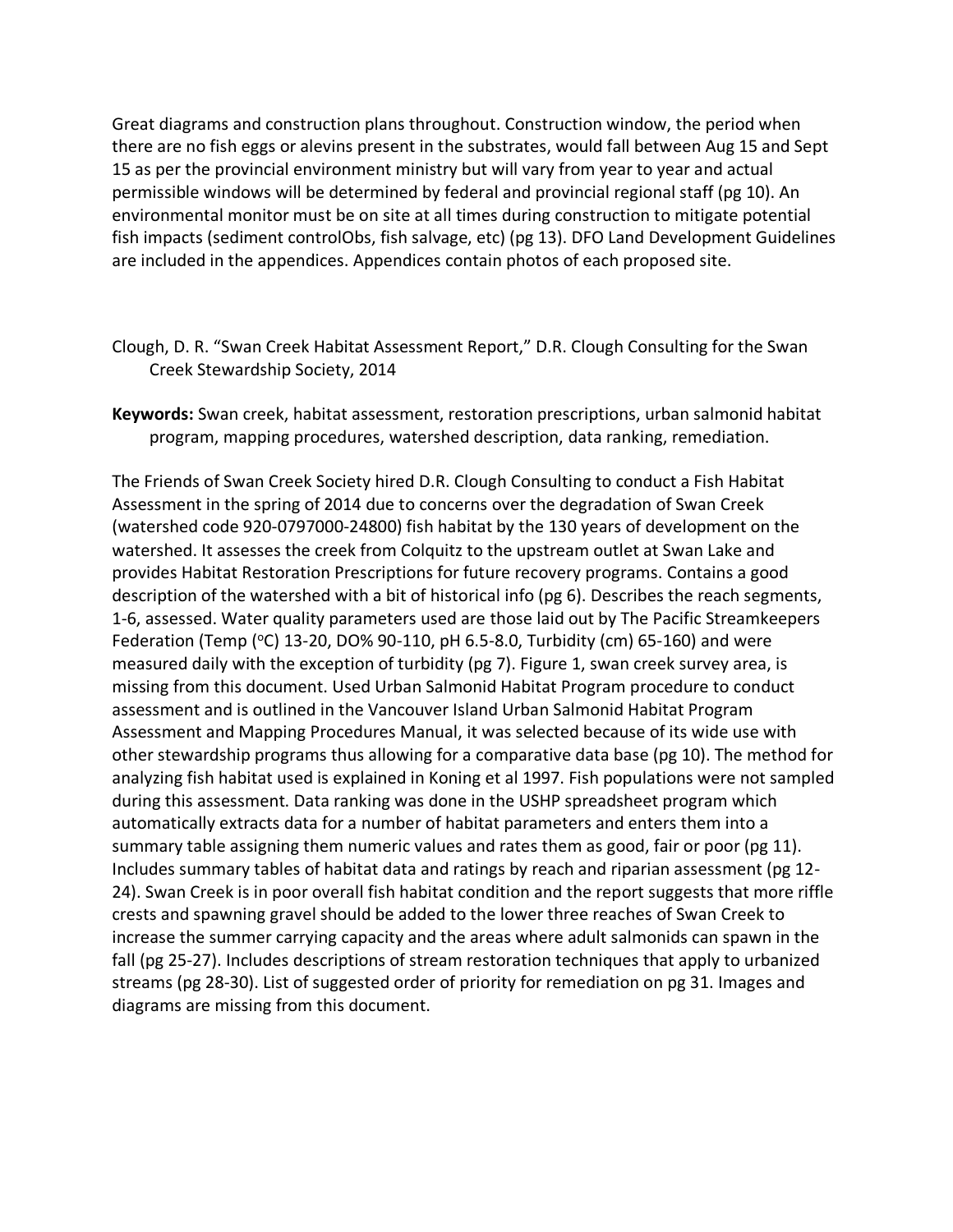Great diagrams and construction plans throughout. Construction window, the period when there are no fish eggs or alevins present in the substrates, would fall between Aug 15 and Sept 15 as per the provincial environment ministry but will vary from year to year and actual permissible windows will be determined by federal and provincial regional staff (pg 10). An environmental monitor must be on site at all times during construction to mitigate potential fish impacts (sediment controlObs, fish salvage, etc) (pg 13). DFO Land Development Guidelines are included in the appendices. Appendices contain photos of each proposed site.

Clough, D. R. "Swan Creek Habitat Assessment Report," D.R. Clough Consulting for the Swan Creek Stewardship Society, 2014

**Keywords:** Swan creek, habitat assessment, restoration prescriptions, urban salmonid habitat program, mapping procedures, watershed description, data ranking, remediation.

The Friends of Swan Creek Society hired D.R. Clough Consulting to conduct a Fish Habitat Assessment in the spring of 2014 due to concerns over the degradation of Swan Creek (watershed code 920-0797000-24800) fish habitat by the 130 years of development on the watershed. It assesses the creek from Colquitz to the upstream outlet at Swan Lake and provides Habitat Restoration Prescriptions for future recovery programs. Contains a good description of the watershed with a bit of historical info (pg 6). Describes the reach segments, 1-6, assessed. Water quality parameters used are those laid out by The Pacific Streamkeepers Federation (Temp (°C) 13-20, DO% 90-110, pH 6.5-8.0, Turbidity (cm) 65-160) and were measured daily with the exception of turbidity (pg 7). Figure 1, swan creek survey area, is missing from this document. Used Urban Salmonid Habitat Program procedure to conduct assessment and is outlined in the Vancouver Island Urban Salmonid Habitat Program Assessment and Mapping Procedures Manual, it was selected because of its wide use with other stewardship programs thus allowing for a comparative data base (pg 10). The method for analyzing fish habitat used is explained in Koning et al 1997. Fish populations were not sampled during this assessment. Data ranking was done in the USHP spreadsheet program which automatically extracts data for a number of habitat parameters and enters them into a summary table assigning them numeric values and rates them as good, fair or poor (pg 11). Includes summary tables of habitat data and ratings by reach and riparian assessment (pg 12-24). Swan Creek is in poor overall fish habitat condition and the report suggests that more riffle crests and spawning gravel should be added to the lower three reaches of Swan Creek to increase the summer carrying capacity and the areas where adult salmonids can spawn in the fall (pg 25-27). Includes descriptions of stream restoration techniques that apply to urbanized streams (pg 28-30). List of suggested order of priority for remediation on pg 31. Images and diagrams are missing from this document.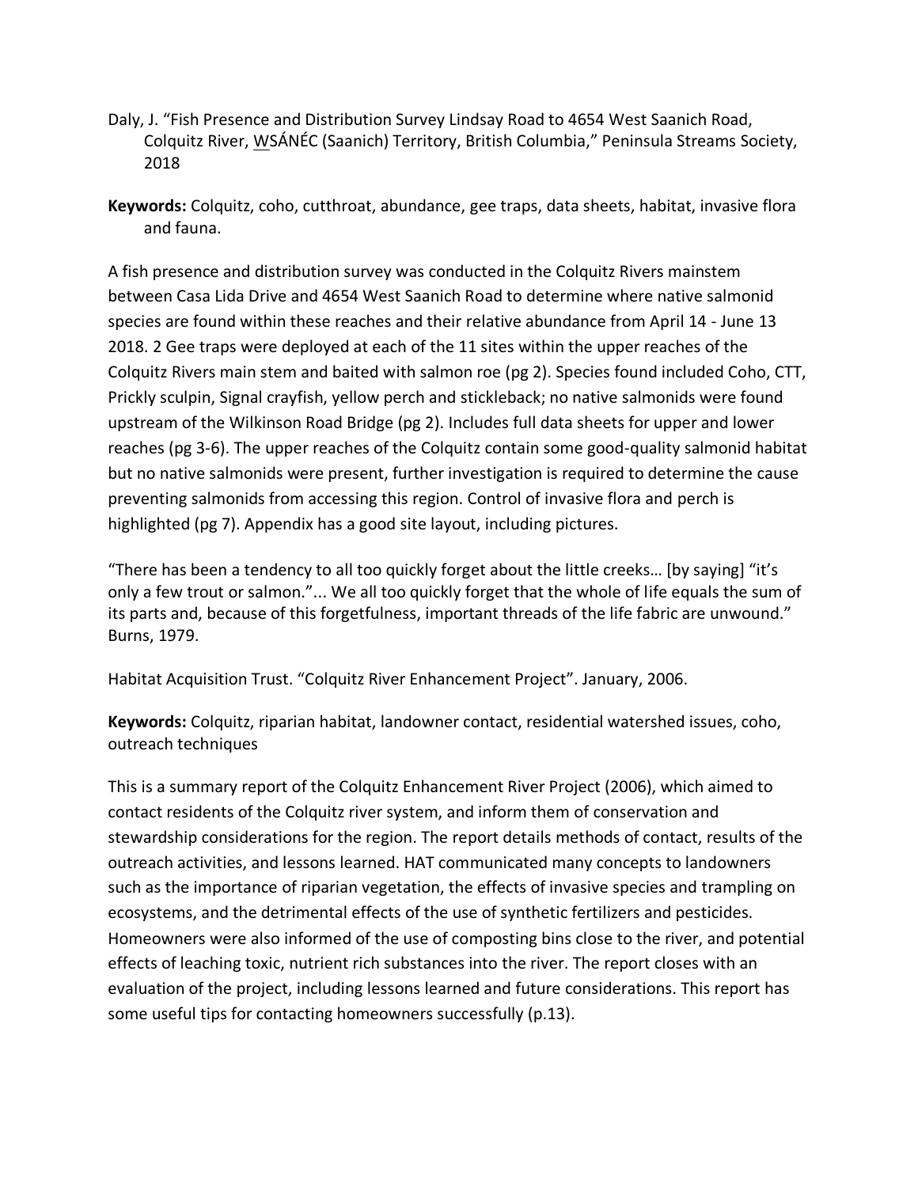Daly, J. "Fish Presence and Distribution Survey Lindsay Road to 4654 West Saanich Road, Colquitz River, W̱SÁNEĆ (Saanich) Territory, British Columbia," Peninsula Streams Society, 2018

**Keywords:** Colquitz, coho, cutthroat, abundance, gee traps, data sheets, habitat, invasive flora and fauna.

A fish presence and distribution survey was conducted in the Colquitz Rivers mainstem between Casa Lida Drive and 4654 West Saanich Road to determine where native salmonid species are found within these reaches and their relative abundance from April 14 - June 13 2018. 2 Gee traps were deployed at each of the 11 sites within the upper reaches of the Colquitz Rivers main stem and baited with salmon roe (pg 2). Species found included Coho, CTT, Prickly sculpin, Signal crayfish, yellow perch and stickleback; no native salmonids were found upstream of the Wilkinson Road Bridge (pg 2). Includes full data sheets for upper and lower reaches (pg 3-6). The upper reaches of the Colquitz contain some good-quality salmonid habitat but no native salmonids were present, further investigation is required to determine the cause preventing salmonids from accessing this region. Control of invasive flora and perch is highlighted (pg 7). Appendix has a good site layout, including pictures.

"There has been a tendency to all too quickly forget about the little creeks… [by saying] "it's only a few trout or salmon."... We all too quickly forget that the whole of life equals the sum of its parts and, because of this forgetfulness, important threads of the life fabric are unwound." Burns, 1979.

Habitat Acquisition Trust. "Colquitz River Enhancement Project". January, 2006.

**Keywords:** Colquitz, riparian habitat, landowner contact, residential watershed issues, coho, outreach techniques

This is a summary report of the Colquitz Enhancement River Project (2006), which aimed to contact residents of the Colquitz river system, and inform them of conservation and stewardship considerations for the region. The report details methods of contact, results of the outreach activities, and lessons learned. HAT communicated many concepts to landowners such as the importance of riparian vegetation, the effects of invasive species and trampling on ecosystems, and the detrimental effects of the use of synthetic fertilizers and pesticides. Homeowners were also informed of the use of composting bins close to the river, and potential effects of leaching toxic, nutrient rich substances into the river. The report closes with an evaluation of the project, including lessons learned and future considerations. This report has some useful tips for contacting homeowners successfully (p.13).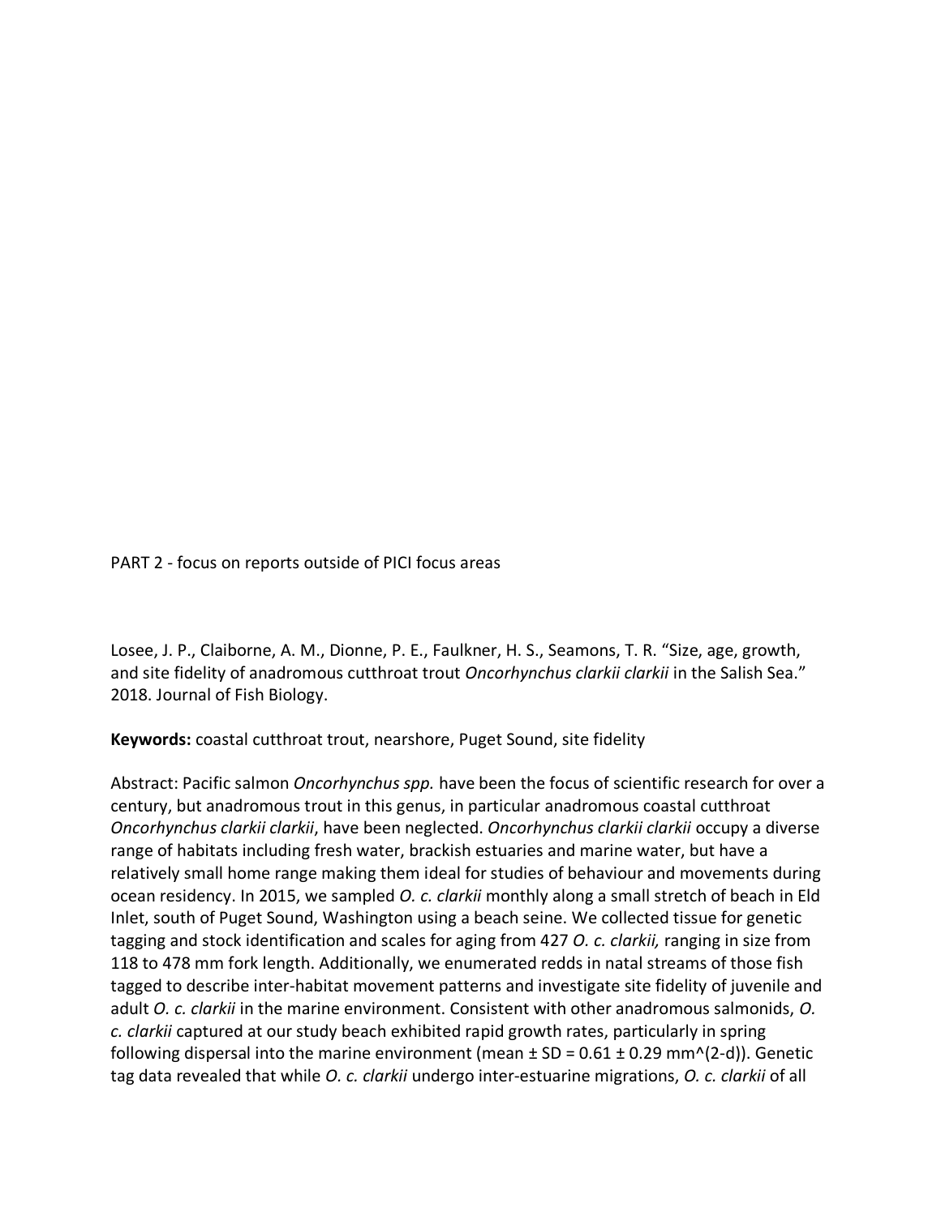PART 2 - focus on reports outside of PICI focus areas

Losee, J. P., Claiborne, A. M., Dionne, P. E., Faulkner, H. S., Seamons, T. R. "Size, age, growth, and site fidelity of anadromous cutthroat trout *Oncorhynchus clarkii clarkii* in the Salish Sea." 2018. Journal of Fish Biology.

**Keywords:** coastal cutthroat trout, nearshore, Puget Sound, site fidelity

Abstract: Pacific salmon *Oncorhynchus spp.* have been the focus of scientific research for over a century, but anadromous trout in this genus, in particular anadromous coastal cutthroat *Oncorhynchus clarkii clarkii*, have been neglected. *Oncorhynchus clarkii clarkii* occupy a diverse range of habitats including fresh water, brackish estuaries and marine water, but have a relatively small home range making them ideal for studies of behaviour and movements during ocean residency. In 2015, we sampled *O. c. clarkii* monthly along a small stretch of beach in Eld Inlet, south of Puget Sound, Washington using a beach seine. We collected tissue for genetic tagging and stock identification and scales for aging from 427 *O. c. clarkii,* ranging in size from 118 to 478 mm fork length. Additionally, we enumerated redds in natal streams of those fish tagged to describe inter-habitat movement patterns and investigate site fidelity of juvenile and adult *O. c. clarkii* in the marine environment. Consistent with other anadromous salmonids, *O. c. clarkii* captured at our study beach exhibited rapid growth rates, particularly in spring following dispersal into the marine environment (mean ± SD = 0.61 ± 0.29 mm^(2-d)). Genetic tag data revealed that while *O. c. clarkii* undergo inter-estuarine migrations, *O. c. clarkii* of all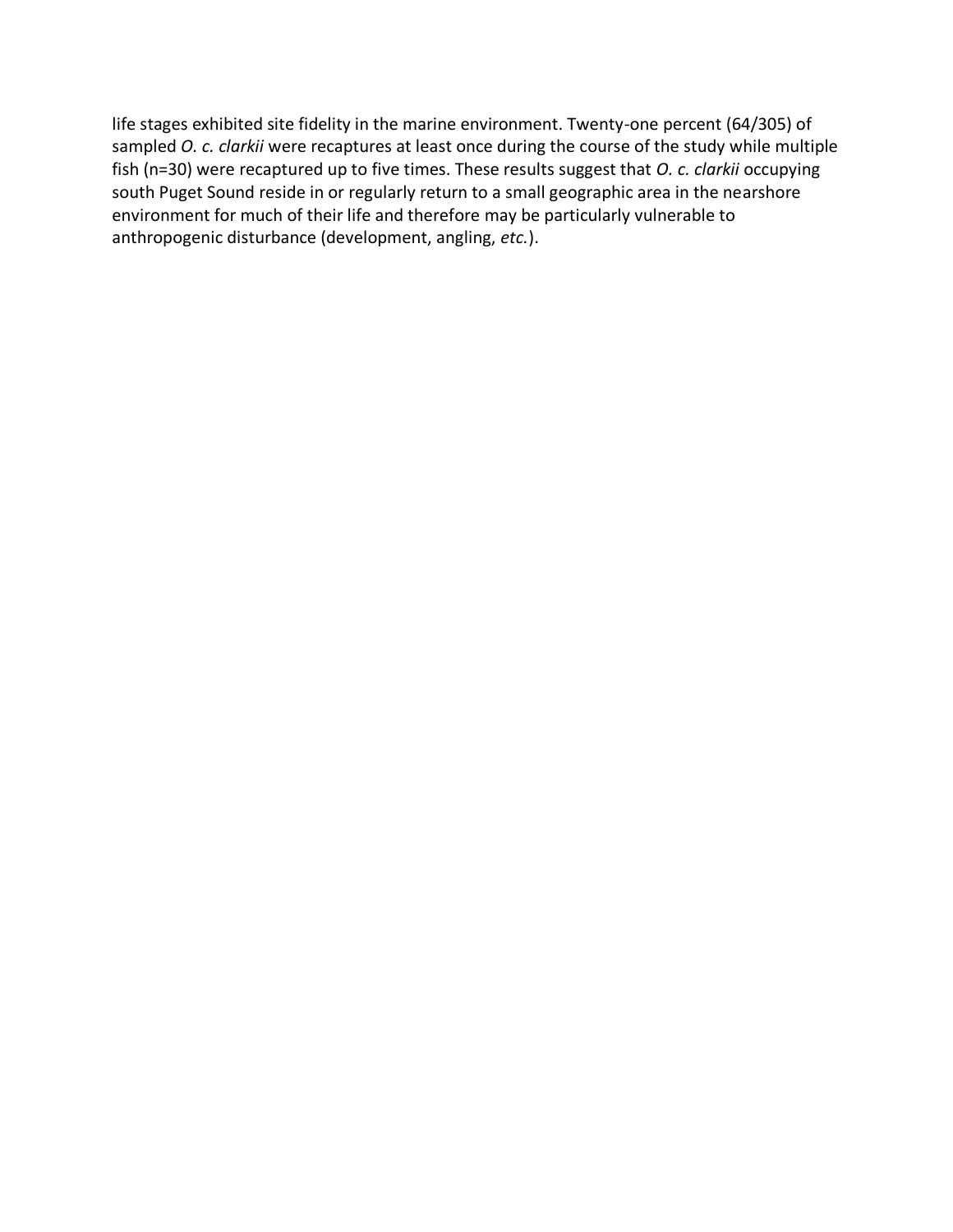life stages exhibited site fidelity in the marine environment. Twenty-one percent (64/305) of sampled *O. c. clarkii* were recaptures at least once during the course of the study while multiple fish (n=30) were recaptured up to five times. These results suggest that *O. c. clarkii* occupying south Puget Sound reside in or regularly return to a small geographic area in the nearshore environment for much of their life and therefore may be particularly vulnerable to anthropogenic disturbance (development, angling, *etc.*).